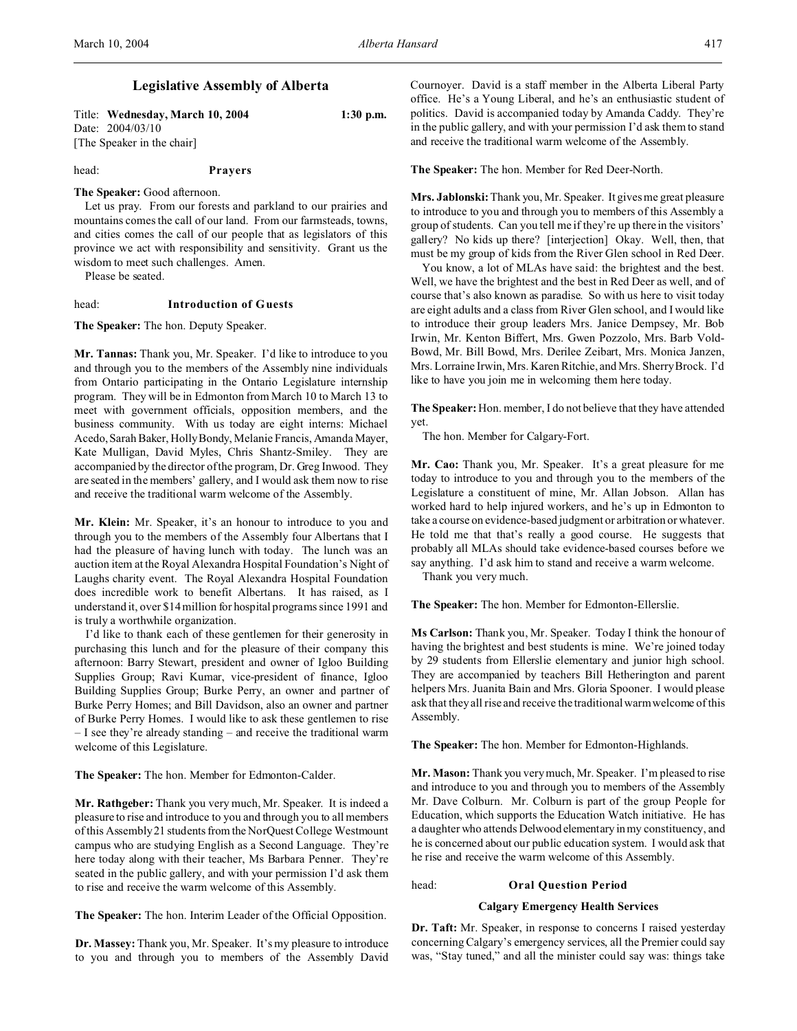# Legislative Assembly of Alberta

Title: **Wednesday, March 10, 2004** 1:30 p.m.
Date: 2004/03/10
[The Speaker in the chair]

head: **Prayers**

**The Speaker:** Good afternoon.

Let us pray. From our forests and parkland to our prairies and mountains comes the call of our land. From our farmsteads, towns, and cities comes the call of our people that as legislators of this province we act with responsibility and sensitivity. Grant us the wisdom to meet such challenges. Amen.

Please be seated.

head: **Introduction of Guests**

**The Speaker:** The hon. Deputy Speaker.

**Mr. Tannas:** Thank you, Mr. Speaker. I'd like to introduce to you and through you to the members of the Assembly nine individuals from Ontario participating in the Ontario Legislature internship program. They will be in Edmonton from March 10 to March 13 to meet with government officials, opposition members, and the business community. With us today are eight interns: Michael Acedo, Sarah Baker, Holly Bondy, Melanie Francis, Amanda Mayer, Kate Mulligan, David Myles, Chris Shantz-Smiley. They are accompanied by the director of the program, Dr. Greg Inwood. They are seated in the members' gallery, and I would ask them now to rise and receive the traditional warm welcome of the Assembly.

**Mr. Klein:** Mr. Speaker, it's an honour to introduce to you and through you to the members of the Assembly four Albertans that I had the pleasure of having lunch with today. The lunch was an auction item at the Royal Alexandra Hospital Foundation's Night of Laughs charity event. The Royal Alexandra Hospital Foundation does incredible work to benefit Albertans. It has raised, as I understand it, over $14 million for hospital programs since 1991 and is truly a worthwhile organization.

I'd like to thank each of these gentlemen for their generosity in purchasing this lunch and for the pleasure of their company this afternoon: Barry Stewart, president and owner of Igloo Building Supplies Group; Ravi Kumar, vice-president of finance, Igloo Building Supplies Group; Burke Perry, an owner and partner of Burke Perry Homes; and Bill Davidson, also an owner and partner of Burke Perry Homes. I would like to ask these gentlemen to rise – I see they're already standing – and receive the traditional warm welcome of this Legislature.

**The Speaker:** The hon. Member for Edmonton-Calder.

**Mr. Rathgeber:** Thank you very much, Mr. Speaker. It is indeed a pleasure to rise and introduce to you and through you to all members of this Assembly 21 students from the NorQuest College Westmount campus who are studying English as a Second Language. They're here today along with their teacher, Ms Barbara Penner. They're seated in the public gallery, and with your permission I'd ask them to rise and receive the warm welcome of this Assembly.

**The Speaker:** The hon. Interim Leader of the Official Opposition.

**Dr. Massey:** Thank you, Mr. Speaker. It's my pleasure to introduce to you and through you to members of the Assembly David Cournoyer. David is a staff member in the Alberta Liberal Party office. He's a Young Liberal, and he's an enthusiastic student of politics. David is accompanied today by Amanda Caddy. They're in the public gallery, and with your permission I'd ask them to stand and receive the traditional warm welcome of the Assembly.

**The Speaker:** The hon. Member for Red Deer-North.

**Mrs. Jablonski:** Thank you, Mr. Speaker. It gives me great pleasure to introduce to you and through you to members of this Assembly a group of students. Can you tell me if they're up there in the visitors' gallery? No kids up there? [interjection] Okay. Well, then, that must be my group of kids from the River Glen school in Red Deer.

You know, a lot of MLAs have said: the brightest and the best. Well, we have the brightest and the best in Red Deer as well, and of course that's also known as paradise. So with us here to visit today are eight adults and a class from River Glen school, and I would like to introduce their group leaders Mrs. Janice Dempsey, Mr. Bob Irwin, Mr. Kenton Biffert, Mrs. Gwen Pozzolo, Mrs. Barb Vold-Bowd, Mr. Bill Bowd, Mrs. Derilee Zeibart, Mrs. Monica Janzen, Mrs. Lorraine Irwin, Mrs. Karen Ritchie, and Mrs. Sherry Brock. I'd like to have you join me in welcoming them here today.

**The Speaker:** Hon. member, I do not believe that they have attended yet.

The hon. Member for Calgary-Fort.

**Mr. Cao:** Thank you, Mr. Speaker. It's a great pleasure for me today to introduce to you and through you to the members of the Legislature a constituent of mine, Mr. Allan Jobson. Allan has worked hard to help injured workers, and he's up in Edmonton to take a course on evidence-based judgment or arbitration or whatever. He told me that that's really a good course. He suggests that probably all MLAs should take evidence-based courses before we say anything. I'd ask him to stand and receive a warm welcome.

Thank you very much.

**The Speaker:** The hon. Member for Edmonton-Ellerslie.

**Ms Carlson:** Thank you, Mr. Speaker. Today I think the honour of having the brightest and best students is mine. We're joined today by 29 students from Ellerslie elementary and junior high school. They are accompanied by teachers Bill Hetherington and parent helpers Mrs. Juanita Bain and Mrs. Gloria Spooner. I would please ask that they all rise and receive the traditional warm welcome of this Assembly.

**The Speaker:** The hon. Member for Edmonton-Highlands.

**Mr. Mason:** Thank you very much, Mr. Speaker. I'm pleased to rise and introduce to you and through you to members of the Assembly Mr. Dave Colburn. Mr. Colburn is part of the group People for Education, which supports the Education Watch initiative. He has a daughter who attends Delwood elementary in my constituency, and he is concerned about our public education system. I would ask that he rise and receive the warm welcome of this Assembly.

head: **Oral Question Period**

### Calgary Emergency Health Services

**Dr. Taft:** Mr. Speaker, in response to concerns I raised yesterday concerning Calgary's emergency services, all the Premier could say was, "Stay tuned," and all the minister could say was: things take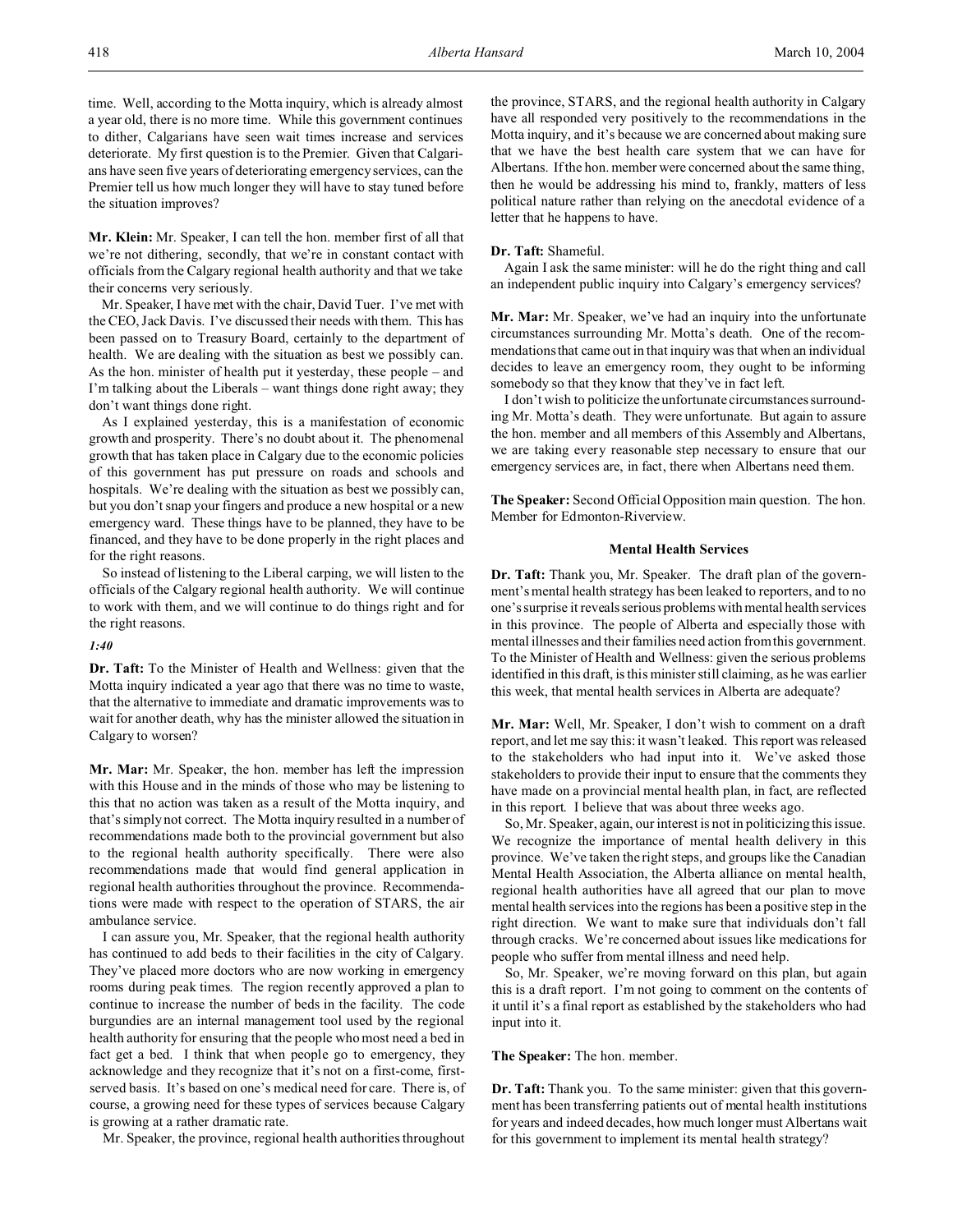time. Well, according to the Motta inquiry, which is already almost a year old, there is no more time. While this government continues to dither, Calgarians have seen wait times increase and services deteriorate. My first question is to the Premier. Given that Calgarians have seen five years of deteriorating emergency services, can the Premier tell us how much longer they will have to stay tuned before the situation improves?

**Mr. Klein:** Mr. Speaker, I can tell the hon. member first of all that we're not dithering, secondly, that we're in constant contact with officials from the Calgary regional health authority and that we take their concerns very seriously.

Mr. Speaker, I have met with the chair, David Tuer. I've met with the CEO, Jack Davis. I've discussed their needs with them. This has been passed on to Treasury Board, certainly to the department of health. We are dealing with the situation as best we possibly can. As the hon. minister of health put it yesterday, these people – and I'm talking about the Liberals – want things done right away; they don't want things done right.

As I explained yesterday, this is a manifestation of economic growth and prosperity. There's no doubt about it. The phenomenal growth that has taken place in Calgary due to the economic policies of this government has put pressure on roads and schools and hospitals. We're dealing with the situation as best we possibly can, but you don't snap your fingers and produce a new hospital or a new emergency ward. These things have to be planned, they have to be financed, and they have to be done properly in the right places and for the right reasons.

So instead of listening to the Liberal carping, we will listen to the officials of the Calgary regional health authority. We will continue to work with them, and we will continue to do things right and for the right reasons.

*1:40*

**Dr. Taft:** To the Minister of Health and Wellness: given that the Motta inquiry indicated a year ago that there was no time to waste, that the alternative to immediate and dramatic improvements was to wait for another death, why has the minister allowed the situation in Calgary to worsen?

**Mr. Mar:** Mr. Speaker, the hon. member has left the impression with this House and in the minds of those who may be listening to this that no action was taken as a result of the Motta inquiry, and that's simply not correct. The Motta inquiry resulted in a number of recommendations made both to the provincial government but also to the regional health authority specifically. There were also recommendations made that would find general application in regional health authorities throughout the province. Recommendations were made with respect to the operation of STARS, the air ambulance service.

I can assure you, Mr. Speaker, that the regional health authority has continued to add beds to their facilities in the city of Calgary. They've placed more doctors who are now working in emergency rooms during peak times. The region recently approved a plan to continue to increase the number of beds in the facility. The code burgundies are an internal management tool used by the regional health authority for ensuring that the people who most need a bed in fact get a bed. I think that when people go to emergency, they acknowledge and they recognize that it's not on a first-come, first-served basis. It's based on one's medical need for care. There is, of course, a growing need for these types of services because Calgary is growing at a rather dramatic rate.

Mr. Speaker, the province, regional health authorities throughout the province, STARS, and the regional health authority in Calgary have all responded very positively to the recommendations in the Motta inquiry, and it's because we are concerned about making sure that we have the best health care system that we can have for Albertans. If the hon. member were concerned about the same thing, then he would be addressing his mind to, frankly, matters of less political nature rather than relying on the anecdotal evidence of a letter that he happens to have.

**Dr. Taft:** Shameful.

Again I ask the same minister: will he do the right thing and call an independent public inquiry into Calgary's emergency services?

**Mr. Mar:** Mr. Speaker, we've had an inquiry into the unfortunate circumstances surrounding Mr. Motta's death. One of the recommendations that came out in that inquiry was that when an individual decides to leave an emergency room, they ought to be informing somebody so that they know that they've in fact left.

I don't wish to politicize the unfortunate circumstances surrounding Mr. Motta's death. They were unfortunate. But again to assure the hon. member and all members of this Assembly and Albertans, we are taking every reasonable step necessary to ensure that our emergency services are, in fact, there when Albertans need them.

**The Speaker:** Second Official Opposition main question. The hon. Member for Edmonton-Riverview.

### Mental Health Services

**Dr. Taft:** Thank you, Mr. Speaker. The draft plan of the government's mental health strategy has been leaked to reporters, and to no one's surprise it reveals serious problems with mental health services in this province. The people of Alberta and especially those with mental illnesses and their families need action from this government. To the Minister of Health and Wellness: given the serious problems identified in this draft, is this minister still claiming, as he was earlier this week, that mental health services in Alberta are adequate?

**Mr. Mar:** Well, Mr. Speaker, I don't wish to comment on a draft report, and let me say this: it wasn't leaked. This report was released to the stakeholders who had input into it. We've asked those stakeholders to provide their input to ensure that the comments they have made on a provincial mental health plan, in fact, are reflected in this report. I believe that was about three weeks ago.

So, Mr. Speaker, again, our interest is not in politicizing this issue. We recognize the importance of mental health delivery in this province. We've taken the right steps, and groups like the Canadian Mental Health Association, the Alberta alliance on mental health, regional health authorities have all agreed that our plan to move mental health services into the regions has been a positive step in the right direction. We want to make sure that individuals don't fall through cracks. We're concerned about issues like medications for people who suffer from mental illness and need help.

So, Mr. Speaker, we're moving forward on this plan, but again this is a draft report. I'm not going to comment on the contents of it until it's a final report as established by the stakeholders who had input into it.

**The Speaker:** The hon. member.

**Dr. Taft:** Thank you. To the same minister: given that this government has been transferring patients out of mental health institutions for years and indeed decades, how much longer must Albertans wait for this government to implement its mental health strategy?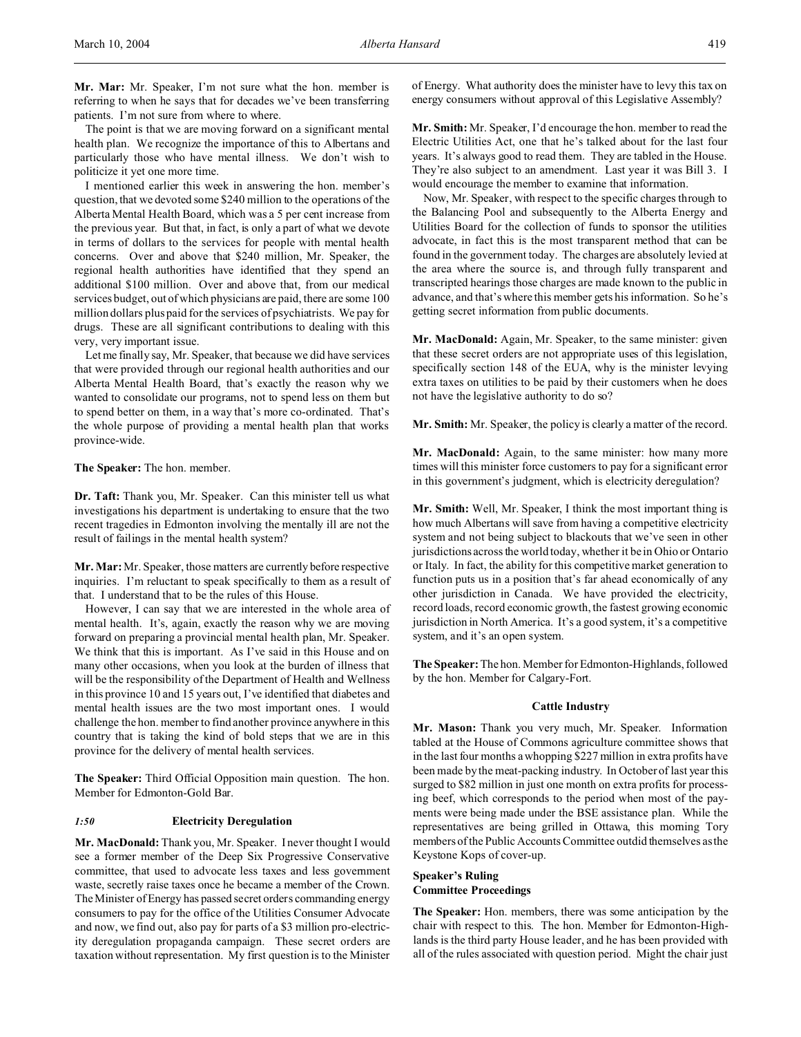**Mr. Mar:** Mr. Speaker, I'm not sure what the hon. member is referring to when he says that for decades we've been transferring patients. I'm not sure from where to where.

The point is that we are moving forward on a significant mental health plan. We recognize the importance of this to Albertans and particularly those who have mental illness. We don't wish to politicize it yet one more time.

I mentioned earlier this week in answering the hon. member's question, that we devoted some $240 million to the operations of the Alberta Mental Health Board, which was a 5 per cent increase from the previous year. But that, in fact, is only a part of what we devote in terms of dollars to the services for people with mental health concerns. Over and above that $240 million, Mr. Speaker, the regional health authorities have identified that they spend an additional $100 million. Over and above that, from our medical services budget, out of which physicians are paid, there are some 100 million dollars plus paid for the services of psychiatrists. We pay for drugs. These are all significant contributions to dealing with this very, very important issue.

Let me finally say, Mr. Speaker, that because we did have services that were provided through our regional health authorities and our Alberta Mental Health Board, that's exactly the reason why we wanted to consolidate our programs, not to spend less on them but to spend better on them, in a way that's more co-ordinated. That's the whole purpose of providing a mental health plan that works province-wide.

**The Speaker:** The hon. member.

**Dr. Taft:** Thank you, Mr. Speaker. Can this minister tell us what investigations his department is undertaking to ensure that the two recent tragedies in Edmonton involving the mentally ill are not the result of failings in the mental health system?

**Mr. Mar:** Mr. Speaker, those matters are currently before respective inquiries. I'm reluctant to speak specifically to them as a result of that. I understand that to be the rules of this House.

However, I can say that we are interested in the whole area of mental health. It's, again, exactly the reason why we are moving forward on preparing a provincial mental health plan, Mr. Speaker. We think that this is important. As I've said in this House and on many other occasions, when you look at the burden of illness that will be the responsibility of the Department of Health and Wellness in this province 10 and 15 years out, I've identified that diabetes and mental health issues are the two most important ones. I would challenge the hon. member to find another province anywhere in this country that is taking the kind of bold steps that we are in this province for the delivery of mental health services.

**The Speaker:** Third Official Opposition main question. The hon. Member for Edmonton-Gold Bar.

### *1:50* Electricity Deregulation

**Mr. MacDonald:** Thank you, Mr. Speaker. I never thought I would see a former member of the Deep Six Progressive Conservative committee, that used to advocate less taxes and less government waste, secretly raise taxes once he became a member of the Crown. The Minister of Energy has passed secret orders commanding energy consumers to pay for the office of the Utilities Consumer Advocate and now, we find out, also pay for parts of a $3 million pro-electricity deregulation propaganda campaign. These secret orders are taxation without representation. My first question is to the Minister of Energy. What authority does the minister have to levy this tax on energy consumers without approval of this Legislative Assembly?

**Mr. Smith:** Mr. Speaker, I'd encourage the hon. member to read the Electric Utilities Act, one that he's talked about for the last four years. It's always good to read them. They are tabled in the House. They're also subject to an amendment. Last year it was Bill 3. I would encourage the member to examine that information.

Now, Mr. Speaker, with respect to the specific charges through to the Balancing Pool and subsequently to the Alberta Energy and Utilities Board for the collection of funds to sponsor the utilities advocate, in fact this is the most transparent method that can be found in the government today. The charges are absolutely levied at the area where the source is, and through fully transparent and transcripted hearings those charges are made known to the public in advance, and that's where this member gets his information. So he's getting secret information from public documents.

**Mr. MacDonald:** Again, Mr. Speaker, to the same minister: given that these secret orders are not appropriate uses of this legislation, specifically section 148 of the EUA, why is the minister levying extra taxes on utilities to be paid by their customers when he does not have the legislative authority to do so?

**Mr. Smith:** Mr. Speaker, the policy is clearly a matter of the record.

**Mr. MacDonald:** Again, to the same minister: how many more times will this minister force customers to pay for a significant error in this government's judgment, which is electricity deregulation?

**Mr. Smith:** Well, Mr. Speaker, I think the most important thing is how much Albertans will save from having a competitive electricity system and not being subject to blackouts that we've seen in other jurisdictions across the world today, whether it be in Ohio or Ontario or Italy. In fact, the ability for this competitive market generation to function puts us in a position that's far ahead economically of any other jurisdiction in Canada. We have provided the electricity, record loads, record economic growth, the fastest growing economic jurisdiction in North America. It's a good system, it's a competitive system, and it's an open system.

**The Speaker:** The hon. Member for Edmonton-Highlands, followed by the hon. Member for Calgary-Fort.

### Cattle Industry

**Mr. Mason:** Thank you very much, Mr. Speaker. Information tabled at the House of Commons agriculture committee shows that in the last four months a whopping $227 million in extra profits have been made by the meat-packing industry. In October of last year this surged to $82 million in just one month on extra profits for processing beef, which corresponds to the period when most of the payments were being made under the BSE assistance plan. While the representatives are being grilled in Ottawa, this morning Tory members of the Public Accounts Committee outdid themselves as the Keystone Kops of cover-up.

### Speaker's Ruling
### Committee Proceedings

**The Speaker:** Hon. members, there was some anticipation by the chair with respect to this. The hon. Member for Edmonton-Highlands is the third party House leader, and he has been provided with all of the rules associated with question period. Might the chair just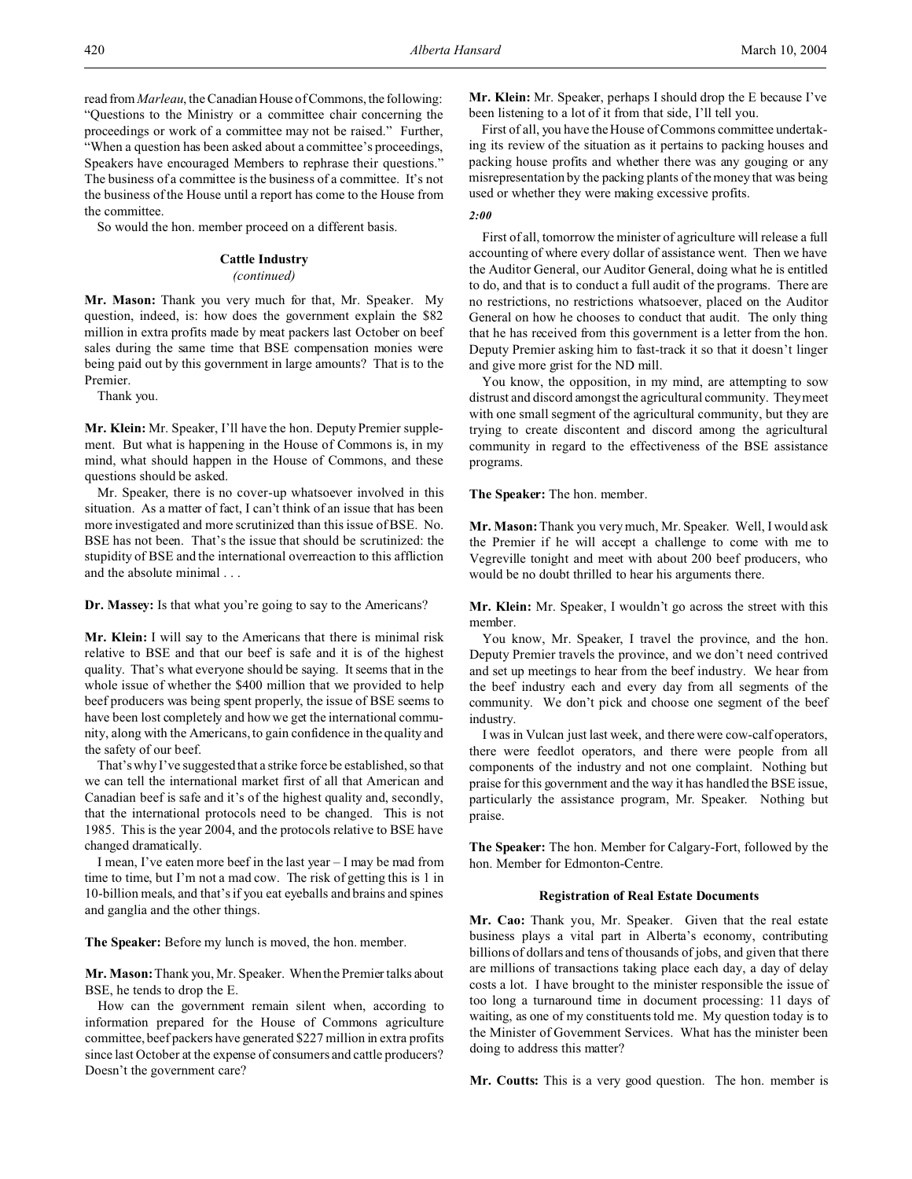read from *Marleau*, the Canadian House of Commons, the following: "Questions to the Ministry or a committee chair concerning the proceedings or work of a committee may not be raised." Further, "When a question has been asked about a committee's proceedings, Speakers have encouraged Members to rephrase their questions." The business of a committee is the business of a committee. It's not the business of the House until a report has come to the House from the committee.

So would the hon. member proceed on a different basis.

### Cattle Industry
*(continued)*

**Mr. Mason:** Thank you very much for that, Mr. Speaker. My question, indeed, is: how does the government explain the $82 million in extra profits made by meat packers last October on beef sales during the same time that BSE compensation monies were being paid out by this government in large amounts? That is to the Premier.

Thank you.

**Mr. Klein:** Mr. Speaker, I'll have the hon. Deputy Premier supplement. But what is happening in the House of Commons is, in my mind, what should happen in the House of Commons, and these questions should be asked.

Mr. Speaker, there is no cover-up whatsoever involved in this situation. As a matter of fact, I can't think of an issue that has been more investigated and more scrutinized than this issue of BSE. No. BSE has not been. That's the issue that should be scrutinized: the stupidity of BSE and the international overreaction to this affliction and the absolute minimal . . .

**Dr. Massey:** Is that what you're going to say to the Americans?

**Mr. Klein:** I will say to the Americans that there is minimal risk relative to BSE and that our beef is safe and it is of the highest quality. That's what everyone should be saying. It seems that in the whole issue of whether the $400 million that we provided to help beef producers was being spent properly, the issue of BSE seems to have been lost completely and how we get the international community, along with the Americans, to gain confidence in the quality and the safety of our beef.

That's why I've suggested that a strike force be established, so that we can tell the international market first of all that American and Canadian beef is safe and it's of the highest quality and, secondly, that the international protocols need to be changed. This is not 1985. This is the year 2004, and the protocols relative to BSE have changed dramatically.

I mean, I've eaten more beef in the last year – I may be mad from time to time, but I'm not a mad cow. The risk of getting this is 1 in 10-billion meals, and that's if you eat eyeballs and brains and spines and ganglia and the other things.

**The Speaker:** Before my lunch is moved, the hon. member.

**Mr. Mason:** Thank you, Mr. Speaker. When the Premier talks about BSE, he tends to drop the E.

How can the government remain silent when, according to information prepared for the House of Commons agriculture committee, beef packers have generated $227 million in extra profits since last October at the expense of consumers and cattle producers? Doesn't the government care?

**Mr. Klein:** Mr. Speaker, perhaps I should drop the E because I've been listening to a lot of it from that side, I'll tell you.

First of all, you have the House of Commons committee undertaking its review of the situation as it pertains to packing houses and packing house profits and whether there was any gouging or any misrepresentation by the packing plants of the money that was being used or whether they were making excessive profits.

*2:00*

First of all, tomorrow the minister of agriculture will release a full accounting of where every dollar of assistance went. Then we have the Auditor General, our Auditor General, doing what he is entitled to do, and that is to conduct a full audit of the programs. There are no restrictions, no restrictions whatsoever, placed on the Auditor General on how he chooses to conduct that audit. The only thing that he has received from this government is a letter from the hon. Deputy Premier asking him to fast-track it so that it doesn't linger and give more grist for the ND mill.

You know, the opposition, in my mind, are attempting to sow distrust and discord amongst the agricultural community. They meet with one small segment of the agricultural community, but they are trying to create discontent and discord among the agricultural community in regard to the effectiveness of the BSE assistance programs.

**The Speaker:** The hon. member.

**Mr. Mason:** Thank you very much, Mr. Speaker. Well, I would ask the Premier if he will accept a challenge to come with me to Vegreville tonight and meet with about 200 beef producers, who would be no doubt thrilled to hear his arguments there.

**Mr. Klein:** Mr. Speaker, I wouldn't go across the street with this member.

You know, Mr. Speaker, I travel the province, and the hon. Deputy Premier travels the province, and we don't need contrived and set up meetings to hear from the beef industry. We hear from the beef industry each and every day from all segments of the community. We don't pick and choose one segment of the beef industry.

I was in Vulcan just last week, and there were cow-calf operators, there were feedlot operators, and there were people from all components of the industry and not one complaint. Nothing but praise for this government and the way it has handled the BSE issue, particularly the assistance program, Mr. Speaker. Nothing but praise.

**The Speaker:** The hon. Member for Calgary-Fort, followed by the hon. Member for Edmonton-Centre.

### Registration of Real Estate Documents

**Mr. Cao:** Thank you, Mr. Speaker. Given that the real estate business plays a vital part in Alberta's economy, contributing billions of dollars and tens of thousands of jobs, and given that there are millions of transactions taking place each day, a day of delay costs a lot. I have brought to the minister responsible the issue of too long a turnaround time in document processing: 11 days of waiting, as one of my constituents told me. My question today is to the Minister of Government Services. What has the minister been doing to address this matter?

**Mr. Coutts:** This is a very good question. The hon. member is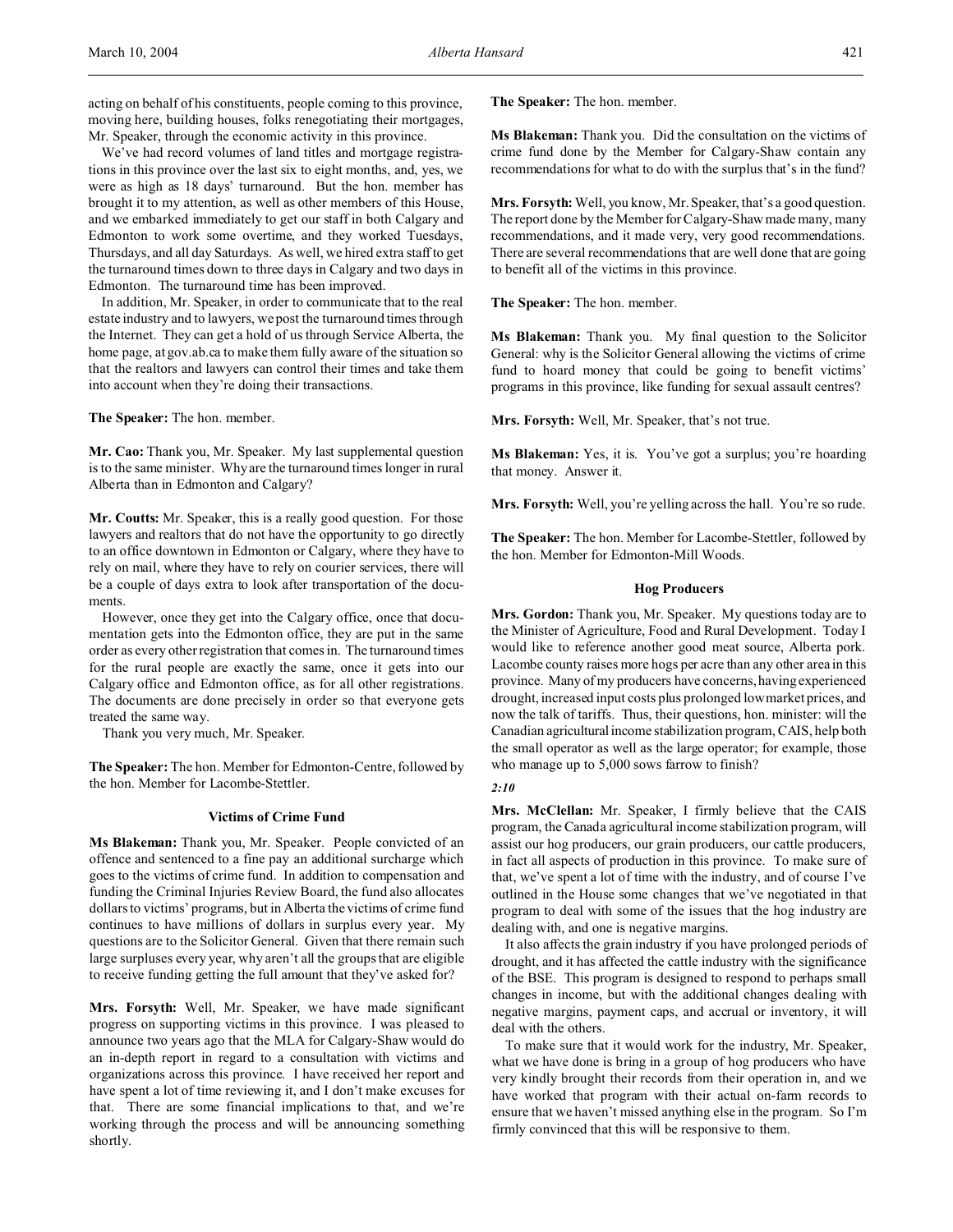acting on behalf of his constituents, people coming to this province, moving here, building houses, folks renegotiating their mortgages, Mr. Speaker, through the economic activity in this province.

We've had record volumes of land titles and mortgage registrations in this province over the last six to eight months, and, yes, we were as high as 18 days' turnaround. But the hon. member has brought it to my attention, as well as other members of this House, and we embarked immediately to get our staff in both Calgary and Edmonton to work some overtime, and they worked Tuesdays, Thursdays, and all day Saturdays. As well, we hired extra staff to get the turnaround times down to three days in Calgary and two days in Edmonton. The turnaround time has been improved.

In addition, Mr. Speaker, in order to communicate that to the real estate industry and to lawyers, we post the turnaround times through the Internet. They can get a hold of us through Service Alberta, the home page, at gov.ab.ca to make them fully aware of the situation so that the realtors and lawyers can control their times and take them into account when they're doing their transactions.

**The Speaker:** The hon. member.

**Mr. Cao:** Thank you, Mr. Speaker. My last supplemental question is to the same minister. Why are the turnaround times longer in rural Alberta than in Edmonton and Calgary?

**Mr. Coutts:** Mr. Speaker, this is a really good question. For those lawyers and realtors that do not have the opportunity to go directly to an office downtown in Edmonton or Calgary, where they have to rely on mail, where they have to rely on courier services, there will be a couple of days extra to look after transportation of the documents.

However, once they get into the Calgary office, once that documentation gets into the Edmonton office, they are put in the same order as every other registration that comes in. The turnaround times for the rural people are exactly the same, once it gets into our Calgary office and Edmonton office, as for all other registrations. The documents are done precisely in order so that everyone gets treated the same way.

Thank you very much, Mr. Speaker.

**The Speaker:** The hon. Member for Edmonton-Centre, followed by the hon. Member for Lacombe-Stettler.

### Victims of Crime Fund

**Ms Blakeman:** Thank you, Mr. Speaker. People convicted of an offence and sentenced to a fine pay an additional surcharge which goes to the victims of crime fund. In addition to compensation and funding the Criminal Injuries Review Board, the fund also allocates dollars to victims' programs, but in Alberta the victims of crime fund continues to have millions of dollars in surplus every year. My questions are to the Solicitor General. Given that there remain such large surpluses every year, why aren't all the groups that are eligible to receive funding getting the full amount that they've asked for?

**Mrs. Forsyth:** Well, Mr. Speaker, we have made significant progress on supporting victims in this province. I was pleased to announce two years ago that the MLA for Calgary-Shaw would do an in-depth report in regard to a consultation with victims and organizations across this province. I have received her report and have spent a lot of time reviewing it, and I don't make excuses for that. There are some financial implications to that, and we're working through the process and will be announcing something shortly.

**The Speaker:** The hon. member.

**Ms Blakeman:** Thank you. Did the consultation on the victims of crime fund done by the Member for Calgary-Shaw contain any recommendations for what to do with the surplus that's in the fund?

**Mrs. Forsyth:** Well, you know, Mr. Speaker, that's a good question. The report done by the Member for Calgary-Shaw made many, many recommendations, and it made very, very good recommendations. There are several recommendations that are well done that are going to benefit all of the victims in this province.

**The Speaker:** The hon. member.

**Ms Blakeman:** Thank you. My final question to the Solicitor General: why is the Solicitor General allowing the victims of crime fund to hoard money that could be going to benefit victims' programs in this province, like funding for sexual assault centres?

**Mrs. Forsyth:** Well, Mr. Speaker, that's not true.

**Ms Blakeman:** Yes, it is. You've got a surplus; you're hoarding that money. Answer it.

**Mrs. Forsyth:** Well, you're yelling across the hall. You're so rude.

**The Speaker:** The hon. Member for Lacombe-Stettler, followed by the hon. Member for Edmonton-Mill Woods.

### Hog Producers

**Mrs. Gordon:** Thank you, Mr. Speaker. My questions today are to the Minister of Agriculture, Food and Rural Development. Today I would like to reference another good meat source, Alberta pork. Lacombe county raises more hogs per acre than any other area in this province. Many of my producers have concerns, having experienced drought, increased input costs plus prolonged low market prices, and now the talk of tariffs. Thus, their questions, hon. minister: will the Canadian agricultural income stabilization program, CAIS, help both the small operator as well as the large operator; for example, those who manage up to 5,000 sows farrow to finish?

*2:10*

**Mrs. McClellan:** Mr. Speaker, I firmly believe that the CAIS program, the Canada agricultural income stabilization program, will assist our hog producers, our grain producers, our cattle producers, in fact all aspects of production in this province. To make sure of that, we've spent a lot of time with the industry, and of course I've outlined in the House some changes that we've negotiated in that program to deal with some of the issues that the hog industry are dealing with, and one is negative margins.

It also affects the grain industry if you have prolonged periods of drought, and it has affected the cattle industry with the significance of the BSE. This program is designed to respond to perhaps small changes in income, but with the additional changes dealing with negative margins, payment caps, and accrual or inventory, it will deal with the others.

To make sure that it would work for the industry, Mr. Speaker, what we have done is bring in a group of hog producers who have very kindly brought their records from their operation in, and we have worked that program with their actual on-farm records to ensure that we haven't missed anything else in the program. So I'm firmly convinced that this will be responsive to them.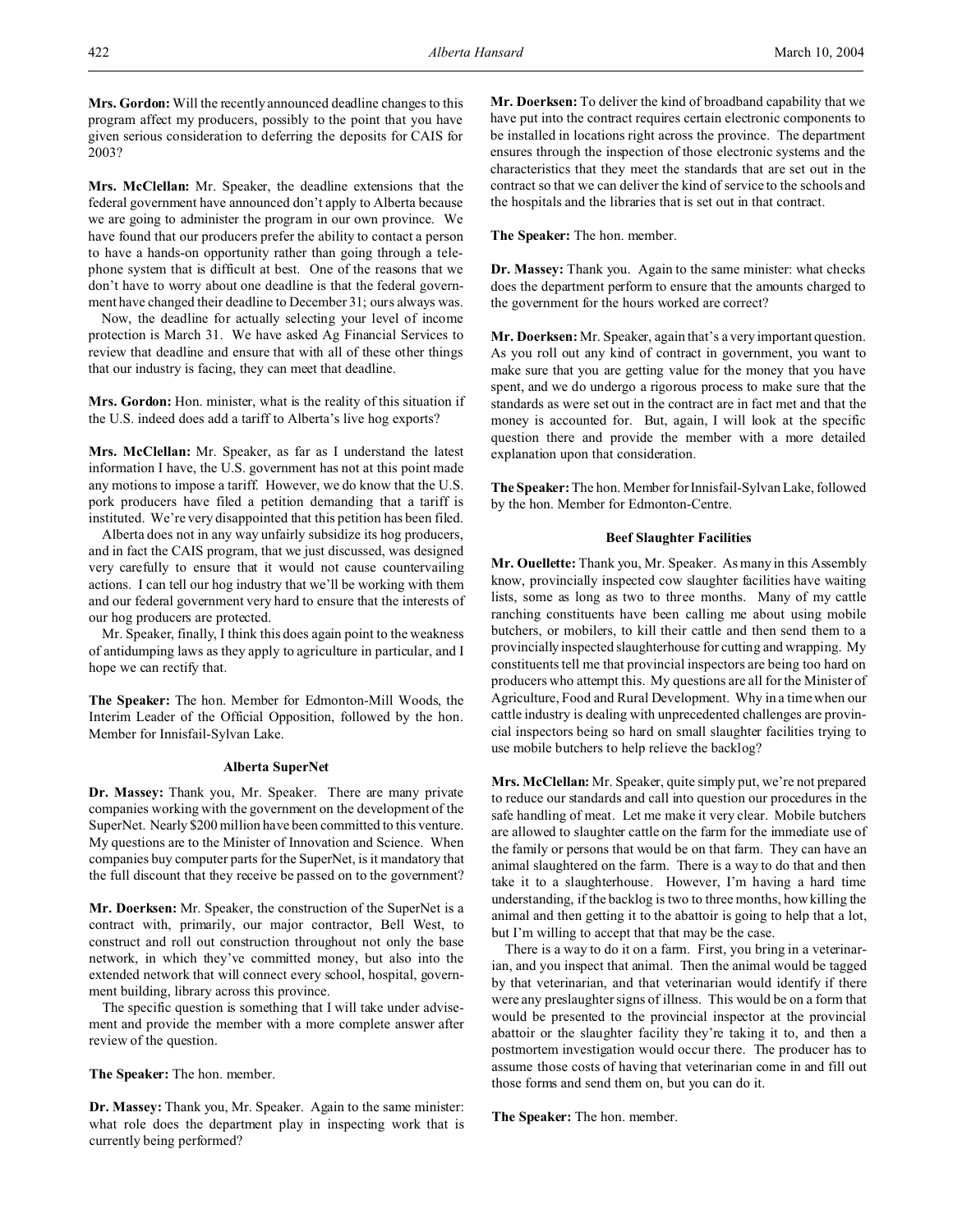**Mrs. Gordon:** Will the recently announced deadline changes to this program affect my producers, possibly to the point that you have given serious consideration to deferring the deposits for CAIS for 2003?

**Mrs. McClellan:** Mr. Speaker, the deadline extensions that the federal government have announced don't apply to Alberta because we are going to administer the program in our own province. We have found that our producers prefer the ability to contact a person to have a hands-on opportunity rather than going through a telephone system that is difficult at best. One of the reasons that we don't have to worry about one deadline is that the federal government have changed their deadline to December 31; ours always was.

Now, the deadline for actually selecting your level of income protection is March 31. We have asked Ag Financial Services to review that deadline and ensure that with all of these other things that our industry is facing, they can meet that deadline.

**Mrs. Gordon:** Hon. minister, what is the reality of this situation if the U.S. indeed does add a tariff to Alberta's live hog exports?

**Mrs. McClellan:** Mr. Speaker, as far as I understand the latest information I have, the U.S. government has not at this point made any motions to impose a tariff. However, we do know that the U.S. pork producers have filed a petition demanding that a tariff is instituted. We're very disappointed that this petition has been filed.

Alberta does not in any way unfairly subsidize its hog producers, and in fact the CAIS program, that we just discussed, was designed very carefully to ensure that it would not cause countervailing actions. I can tell our hog industry that we'll be working with them and our federal government very hard to ensure that the interests of our hog producers are protected.

Mr. Speaker, finally, I think this does again point to the weakness of antidumping laws as they apply to agriculture in particular, and I hope we can rectify that.

**The Speaker:** The hon. Member for Edmonton-Mill Woods, the Interim Leader of the Official Opposition, followed by the hon. Member for Innisfail-Sylvan Lake.

### Alberta SuperNet

**Dr. Massey:** Thank you, Mr. Speaker. There are many private companies working with the government on the development of the SuperNet. Nearly $200 million have been committed to this venture. My questions are to the Minister of Innovation and Science. When companies buy computer parts for the SuperNet, is it mandatory that the full discount that they receive be passed on to the government?

**Mr. Doerksen:** Mr. Speaker, the construction of the SuperNet is a contract with, primarily, our major contractor, Bell West, to construct and roll out construction throughout not only the base network, in which they've committed money, but also into the extended network that will connect every school, hospital, government building, library across this province.

The specific question is something that I will take under advisement and provide the member with a more complete answer after review of the question.

**The Speaker:** The hon. member.

**Dr. Massey:** Thank you, Mr. Speaker. Again to the same minister: what role does the department play in inspecting work that is currently being performed?

**Mr. Doerksen:** To deliver the kind of broadband capability that we have put into the contract requires certain electronic components to be installed in locations right across the province. The department ensures through the inspection of those electronic systems and the characteristics that they meet the standards that are set out in the contract so that we can deliver the kind of service to the schools and the hospitals and the libraries that is set out in that contract.

**The Speaker:** The hon. member.

**Dr. Massey:** Thank you. Again to the same minister: what checks does the department perform to ensure that the amounts charged to the government for the hours worked are correct?

**Mr. Doerksen:** Mr. Speaker, again that's a very important question. As you roll out any kind of contract in government, you want to make sure that you are getting value for the money that you have spent, and we do undergo a rigorous process to make sure that the standards as were set out in the contract are in fact met and that the money is accounted for. But, again, I will look at the specific question there and provide the member with a more detailed explanation upon that consideration.

**The Speaker:** The hon. Member for Innisfail-Sylvan Lake, followed by the hon. Member for Edmonton-Centre.

### Beef Slaughter Facilities

**Mr. Ouellette:** Thank you, Mr. Speaker. As many in this Assembly know, provincially inspected cow slaughter facilities have waiting lists, some as long as two to three months. Many of my cattle ranching constituents have been calling me about using mobile butchers, or mobilers, to kill their cattle and then send them to a provincially inspected slaughterhouse for cutting and wrapping. My constituents tell me that provincial inspectors are being too hard on producers who attempt this. My questions are all for the Minister of Agriculture, Food and Rural Development. Why in a time when our cattle industry is dealing with unprecedented challenges are provincial inspectors being so hard on small slaughter facilities trying to use mobile butchers to help relieve the backlog?

**Mrs. McClellan:** Mr. Speaker, quite simply put, we're not prepared to reduce our standards and call into question our procedures in the safe handling of meat. Let me make it very clear. Mobile butchers are allowed to slaughter cattle on the farm for the immediate use of the family or persons that would be on that farm. They can have an animal slaughtered on the farm. There is a way to do that and then take it to a slaughterhouse. However, I'm having a hard time understanding, if the backlog is two to three months, how killing the animal and then getting it to the abattoir is going to help that a lot, but I'm willing to accept that that may be the case.

There is a way to do it on a farm. First, you bring in a veterinarian, and you inspect that animal. Then the animal would be tagged by that veterinarian, and that veterinarian would identify if there were any preslaughter signs of illness. This would be on a form that would be presented to the provincial inspector at the provincial abattoir or the slaughter facility they're taking it to, and then a postmortem investigation would occur there. The producer has to assume those costs of having that veterinarian come in and fill out those forms and send them on, but you can do it.

**The Speaker:** The hon. member.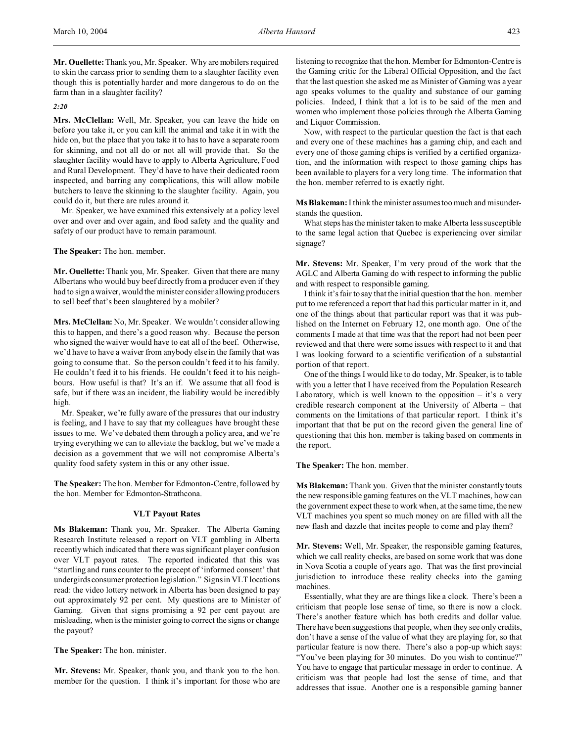**Mr. Ouellette:** Thank you, Mr. Speaker. Why are mobilers required to skin the carcass prior to sending them to a slaughter facility even though this is potentially harder and more dangerous to do on the farm than in a slaughter facility?

*2:20*

**Mrs. McClellan:** Well, Mr. Speaker, you can leave the hide on before you take it, or you can kill the animal and take it in with the hide on, but the place that you take it to has to have a separate room for skinning, and not all do or not all will provide that. So the slaughter facility would have to apply to Alberta Agriculture, Food and Rural Development. They'd have to have their dedicated room inspected, and barring any complications, this will allow mobile butchers to leave the skinning to the slaughter facility. Again, you could do it, but there are rules around it.

Mr. Speaker, we have examined this extensively at a policy level over and over and over again, and food safety and the quality and safety of our product have to remain paramount.

**The Speaker:** The hon. member.

**Mr. Ouellette:** Thank you, Mr. Speaker. Given that there are many Albertans who would buy beef directly from a producer even if they had to sign a waiver, would the minister consider allowing producers to sell beef that's been slaughtered by a mobiler?

**Mrs. McClellan:** No, Mr. Speaker. We wouldn't consider allowing this to happen, and there's a good reason why. Because the person who signed the waiver would have to eat all of the beef. Otherwise, we'd have to have a waiver from anybody else in the family that was going to consume that. So the person couldn't feed it to his family. He couldn't feed it to his friends. He couldn't feed it to his neighbours. How useful is that? It's an if. We assume that all food is safe, but if there was an incident, the liability would be incredibly high.

Mr. Speaker, we're fully aware of the pressures that our industry is feeling, and I have to say that my colleagues have brought these issues to me. We've debated them through a policy area, and we're trying everything we can to alleviate the backlog, but we've made a decision as a government that we will not compromise Alberta's quality food safety system in this or any other issue.

**The Speaker:** The hon. Member for Edmonton-Centre, followed by the hon. Member for Edmonton-Strathcona.

### VLT Payout Rates

**Ms Blakeman:** Thank you, Mr. Speaker. The Alberta Gaming Research Institute released a report on VLT gambling in Alberta recently which indicated that there was significant player confusion over VLT payout rates. The reported indicated that this was "startling and runs counter to the precept of 'informed consent' that undergirds consumer protection legislation." Signs in VLT locations read: the video lottery network in Alberta has been designed to pay out approximately 92 per cent. My questions are to Minister of Gaming. Given that signs promising a 92 per cent payout are misleading, when is the minister going to correct the signs or change the payout?

**The Speaker:** The hon. minister.

**Mr. Stevens:** Mr. Speaker, thank you, and thank you to the hon. member for the question. I think it's important for those who are listening to recognize that the hon. Member for Edmonton-Centre is the Gaming critic for the Liberal Official Opposition, and the fact that the last question she asked me as Minister of Gaming was a year ago speaks volumes to the quality and substance of our gaming policies. Indeed, I think that a lot is to be said of the men and women who implement those policies through the Alberta Gaming and Liquor Commission.

Now, with respect to the particular question the fact is that each and every one of these machines has a gaming chip, and each and every one of those gaming chips is verified by a certified organization, and the information with respect to those gaming chips has been available to players for a very long time. The information that the hon. member referred to is exactly right.

**Ms Blakeman:** I think the minister assumes too much and misunderstands the question.

What steps has the minister taken to make Alberta less susceptible to the same legal action that Quebec is experiencing over similar signage?

**Mr. Stevens:** Mr. Speaker, I'm very proud of the work that the AGLC and Alberta Gaming do with respect to informing the public and with respect to responsible gaming.

I think it's fair to say that the initial question that the hon. member put to me referenced a report that had this particular matter in it, and one of the things about that particular report was that it was published on the Internet on February 12, one month ago. One of the comments I made at that time was that the report had not been peer reviewed and that there were some issues with respect to it and that I was looking forward to a scientific verification of a substantial portion of that report.

One of the things I would like to do today, Mr. Speaker, is to table with you a letter that I have received from the Population Research Laboratory, which is well known to the opposition – it's a very credible research component at the University of Alberta – that comments on the limitations of that particular report. I think it's important that that be put on the record given the general line of questioning that this hon. member is taking based on comments in the report.

**The Speaker:** The hon. member.

**Ms Blakeman:** Thank you. Given that the minister constantly touts the new responsible gaming features on the VLT machines, how can the government expect these to work when, at the same time, the new VLT machines you spent so much money on are filled with all the new flash and dazzle that incites people to come and play them?

**Mr. Stevens:** Well, Mr. Speaker, the responsible gaming features, which we call reality checks, are based on some work that was done in Nova Scotia a couple of years ago. That was the first provincial jurisdiction to introduce these reality checks into the gaming machines.

Essentially, what they are are things like a clock. There's been a criticism that people lose sense of time, so there is now a clock. There's another feature which has both credits and dollar value. There have been suggestions that people, when they see only credits, don't have a sense of the value of what they are playing for, so that particular feature is now there. There's also a pop-up which says: "You've been playing for 30 minutes. Do you wish to continue?" You have to engage that particular message in order to continue. A criticism was that people had lost the sense of time, and that addresses that issue. Another one is a responsible gaming banner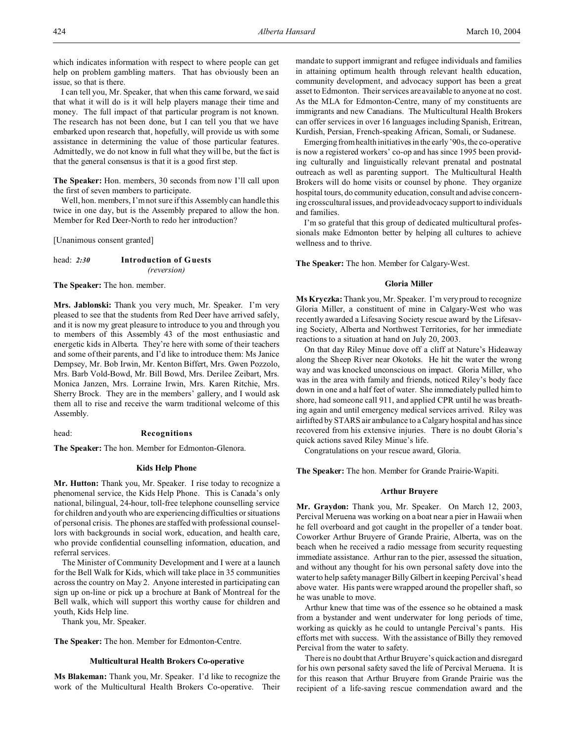which indicates information with respect to where people can get help on problem gambling matters. That has obviously been an issue, so that is there.

I can tell you, Mr. Speaker, that when this came forward, we said that what it will do is it will help players manage their time and money. The full impact of that particular program is not known. The research has not been done, but I can tell you that we have embarked upon research that, hopefully, will provide us with some assistance in determining the value of those particular features. Admittedly, we do not know in full what they will be, but the fact is that the general consensus is that it is a good first step.

**The Speaker:** Hon. members, 30 seconds from now I'll call upon the first of seven members to participate.

Well, hon. members, I'm not sure if this Assembly can handle this twice in one day, but is the Assembly prepared to allow the hon. Member for Red Deer-North to redo her introduction?

[Unanimous consent granted]

head: *2:30* **Introduction of Guests**
*(reversion)*

**The Speaker:** The hon. member.

**Mrs. Jablonski:** Thank you very much, Mr. Speaker. I'm very pleased to see that the students from Red Deer have arrived safely, and it is now my great pleasure to introduce to you and through you to members of this Assembly 43 of the most enthusiastic and energetic kids in Alberta. They're here with some of their teachers and some of their parents, and I'd like to introduce them: Ms Janice Dempsey, Mr. Bob Irwin, Mr. Kenton Biffert, Mrs. Gwen Pozzolo, Mrs. Barb Vold-Bowd, Mr. Bill Bowd, Mrs. Derilee Zeibart, Mrs. Monica Janzen, Mrs. Lorraine Irwin, Mrs. Karen Ritchie, Mrs. Sherry Brock. They are in the members' gallery, and I would ask them all to rise and receive the warm traditional welcome of this Assembly.

head: **Recognitions**

**The Speaker:** The hon. Member for Edmonton-Glenora.

### Kids Help Phone

**Mr. Hutton:** Thank you, Mr. Speaker. I rise today to recognize a phenomenal service, the Kids Help Phone. This is Canada's only national, bilingual, 24-hour, toll-free telephone counselling service for children and youth who are experiencing difficulties or situations of personal crisis. The phones are staffed with professional counsellors with backgrounds in social work, education, and health care, who provide confidential counselling information, education, and referral services.

The Minister of Community Development and I were at a launch for the Bell Walk for Kids, which will take place in 35 communities across the country on May 2. Anyone interested in participating can sign up on-line or pick up a brochure at Bank of Montreal for the Bell walk, which will support this worthy cause for children and youth, Kids Help line.

Thank you, Mr. Speaker.

**The Speaker:** The hon. Member for Edmonton-Centre.

### Multicultural Health Brokers Co-operative

**Ms Blakeman:** Thank you, Mr. Speaker. I'd like to recognize the work of the Multicultural Health Brokers Co-operative. Their mandate to support immigrant and refugee individuals and families in attaining optimum health through relevant health education, community development, and advocacy support has been a great asset to Edmonton. Their services are available to anyone at no cost. As the MLA for Edmonton-Centre, many of my constituents are immigrants and new Canadians. The Multicultural Health Brokers can offer services in over 16 languages including Spanish, Eritrean, Kurdish, Persian, French-speaking African, Somali, or Sudanese.

Emerging from health initiatives in the early '90s, the co-operative is now a registered workers' co-op and has since 1995 been providing culturally and linguistically relevant prenatal and postnatal outreach as well as parenting support. The Multicultural Health Brokers will do home visits or counsel by phone. They organize hospital tours, do community education, consult and advise concerning crosscultural issues, and provide advocacy support to individuals and families.

I'm so grateful that this group of dedicated multicultural professionals make Edmonton better by helping all cultures to achieve wellness and to thrive.

**The Speaker:** The hon. Member for Calgary-West.

### Gloria Miller

**Ms Kryczka:** Thank you, Mr. Speaker. I'm very proud to recognize Gloria Miller, a constituent of mine in Calgary-West who was recently awarded a Lifesaving Society rescue award by the Lifesaving Society, Alberta and Northwest Territories, for her immediate reactions to a situation at hand on July 20, 2003.

On that day Riley Minue dove off a cliff at Nature's Hideaway along the Sheep River near Okotoks. He hit the water the wrong way and was knocked unconscious on impact. Gloria Miller, who was in the area with family and friends, noticed Riley's body face down in one and a half feet of water. She immediately pulled him to shore, had someone call 911, and applied CPR until he was breathing again and until emergency medical services arrived. Riley was airlifted by STARS air ambulance to a Calgary hospital and has since recovered from his extensive injuries. There is no doubt Gloria's quick actions saved Riley Minue's life.

Congratulations on your rescue award, Gloria.

**The Speaker:** The hon. Member for Grande Prairie-Wapiti.

### Arthur Bruyere

**Mr. Graydon:** Thank you, Mr. Speaker. On March 12, 2003, Percival Meruena was working on a boat near a pier in Hawaii when he fell overboard and got caught in the propeller of a tender boat. Coworker Arthur Bruyere of Grande Prairie, Alberta, was on the beach when he received a radio message from security requesting immediate assistance. Arthur ran to the pier, assessed the situation, and without any thought for his own personal safety dove into the water to help safety manager Billy Gilbert in keeping Percival's head above water. His pants were wrapped around the propeller shaft, so he was unable to move.

Arthur knew that time was of the essence so he obtained a mask from a bystander and went underwater for long periods of time, working as quickly as he could to untangle Percival's pants. His efforts met with success. With the assistance of Billy they removed Percival from the water to safety.

There is no doubt that Arthur Bruyere's quick action and disregard for his own personal safety saved the life of Percival Meruena. It is for this reason that Arthur Bruyere from Grande Prairie was the recipient of a life-saving rescue commendation award and the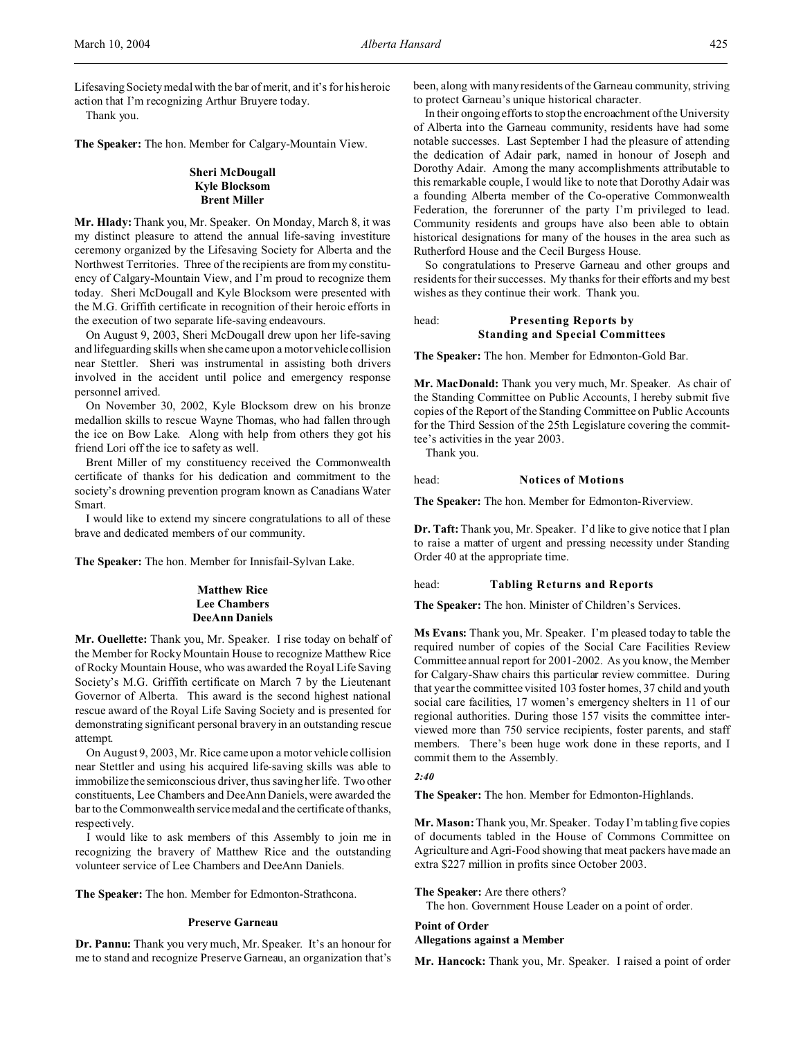Lifesaving Society medal with the bar of merit, and it's for his heroic action that I'm recognizing Arthur Bruyere today.

Thank you.

**The Speaker:** The hon. Member for Calgary-Mountain View.

### Sheri McDougall
### Kyle Blocksom
### Brent Miller

**Mr. Hlady:** Thank you, Mr. Speaker. On Monday, March 8, it was my distinct pleasure to attend the annual life-saving investiture ceremony organized by the Lifesaving Society for Alberta and the Northwest Territories. Three of the recipients are from my constituency of Calgary-Mountain View, and I'm proud to recognize them today. Sheri McDougall and Kyle Blocksom were presented with the M.G. Griffith certificate in recognition of their heroic efforts in the execution of two separate life-saving endeavours.

On August 9, 2003, Sheri McDougall drew upon her life-saving and lifeguarding skills when she came upon a motor vehicle collision near Stettler. Sheri was instrumental in assisting both drivers involved in the accident until police and emergency response personnel arrived.

On November 30, 2002, Kyle Blocksom drew on his bronze medallion skills to rescue Wayne Thomas, who had fallen through the ice on Bow Lake. Along with help from others they got his friend Lori off the ice to safety as well.

Brent Miller of my constituency received the Commonwealth certificate of thanks for his dedication and commitment to the society's drowning prevention program known as Canadians Water Smart.

I would like to extend my sincere congratulations to all of these brave and dedicated members of our community.

**The Speaker:** The hon. Member for Innisfail-Sylvan Lake.

### Matthew Rice
### Lee Chambers
### DeeAnn Daniels

**Mr. Ouellette:** Thank you, Mr. Speaker. I rise today on behalf of the Member for Rocky Mountain House to recognize Matthew Rice of Rocky Mountain House, who was awarded the Royal Life Saving Society's M.G. Griffith certificate on March 7 by the Lieutenant Governor of Alberta. This award is the second highest national rescue award of the Royal Life Saving Society and is presented for demonstrating significant personal bravery in an outstanding rescue attempt.

On August 9, 2003, Mr. Rice came upon a motor vehicle collision near Stettler and using his acquired life-saving skills was able to immobilize the semiconscious driver, thus saving her life. Two other constituents, Lee Chambers and DeeAnn Daniels, were awarded the bar to the Commonwealth service medal and the certificate of thanks, respectively.

I would like to ask members of this Assembly to join me in recognizing the bravery of Matthew Rice and the outstanding volunteer service of Lee Chambers and DeeAnn Daniels.

**The Speaker:** The hon. Member for Edmonton-Strathcona.

### Preserve Garneau

**Dr. Pannu:** Thank you very much, Mr. Speaker. It's an honour for me to stand and recognize Preserve Garneau, an organization that's been, along with many residents of the Garneau community, striving to protect Garneau's unique historical character.

In their ongoing efforts to stop the encroachment of the University of Alberta into the Garneau community, residents have had some notable successes. Last September I had the pleasure of attending the dedication of Adair park, named in honour of Joseph and Dorothy Adair. Among the many accomplishments attributable to this remarkable couple, I would like to note that Dorothy Adair was a founding Alberta member of the Co-operative Commonwealth Federation, the forerunner of the party I'm privileged to lead. Community residents and groups have also been able to obtain historical designations for many of the houses in the area such as Rutherford House and the Cecil Burgess House.

So congratulations to Preserve Garneau and other groups and residents for their successes. My thanks for their efforts and my best wishes as they continue their work. Thank you.

## head: Presenting Reports by Standing and Special Committees

**The Speaker:** The hon. Member for Edmonton-Gold Bar.

**Mr. MacDonald:** Thank you very much, Mr. Speaker. As chair of the Standing Committee on Public Accounts, I hereby submit five copies of the Report of the Standing Committee on Public Accounts for the Third Session of the 25th Legislature covering the committee's activities in the year 2003.

Thank you.

## head: Notices of Motions

**The Speaker:** The hon. Member for Edmonton-Riverview.

**Dr. Taft:** Thank you, Mr. Speaker. I'd like to give notice that I plan to raise a matter of urgent and pressing necessity under Standing Order 40 at the appropriate time.

## head: Tabling Returns and Reports

**The Speaker:** The hon. Minister of Children's Services.

**Ms Evans:** Thank you, Mr. Speaker. I'm pleased today to table the required number of copies of the Social Care Facilities Review Committee annual report for 2001-2002. As you know, the Member for Calgary-Shaw chairs this particular review committee. During that year the committee visited 103 foster homes, 37 child and youth social care facilities, 17 women's emergency shelters in 11 of our regional authorities. During those 157 visits the committee interviewed more than 750 service recipients, foster parents, and staff members. There's been huge work done in these reports, and I commit them to the Assembly.

*2:40*

**The Speaker:** The hon. Member for Edmonton-Highlands.

**Mr. Mason:** Thank you, Mr. Speaker. Today I'm tabling five copies of documents tabled in the House of Commons Committee on Agriculture and Agri-Food showing that meat packers have made an extra $227 million in profits since October 2003.

**The Speaker:** Are there others?

The hon. Government House Leader on a point of order.

**Point of Order**
**Allegations against a Member**

**Mr. Hancock:** Thank you, Mr. Speaker. I raised a point of order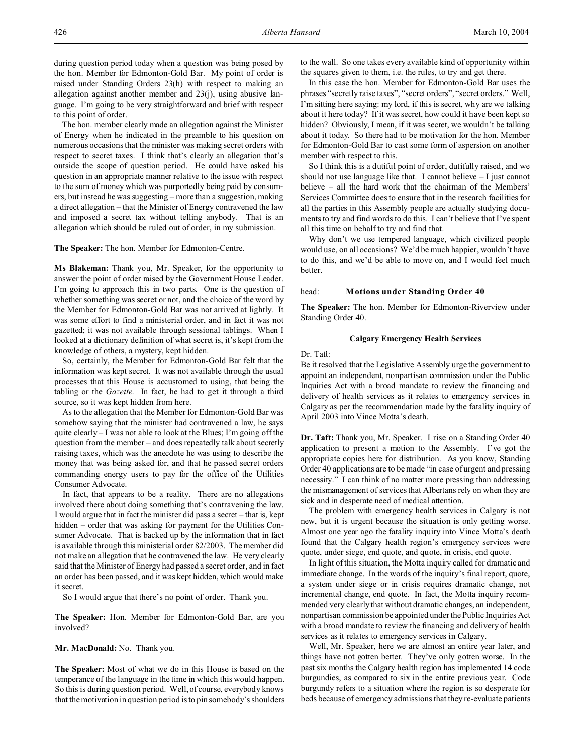during question period today when a question was being posed by the hon. Member for Edmonton-Gold Bar. My point of order is raised under Standing Orders 23(h) with respect to making an allegation against another member and 23(j), using abusive language. I'm going to be very straightforward and brief with respect to this point of order.

The hon. member clearly made an allegation against the Minister of Energy when he indicated in the preamble to his question on numerous occasions that the minister was making secret orders with respect to secret taxes. I think that's clearly an allegation that's outside the scope of question period. He could have asked his question in an appropriate manner relative to the issue with respect to the sum of money which was purportedly being paid by consumers, but instead he was suggesting – more than a suggestion, making a direct allegation – that the Minister of Energy contravened the law and imposed a secret tax without telling anybody. That is an allegation which should be ruled out of order, in my submission.

**The Speaker:** The hon. Member for Edmonton-Centre.

**Ms Blakeman:** Thank you, Mr. Speaker, for the opportunity to answer the point of order raised by the Government House Leader. I'm going to approach this in two parts. One is the question of whether something was secret or not, and the choice of the word by the Member for Edmonton-Gold Bar was not arrived at lightly. It was some effort to find a ministerial order, and in fact it was not gazetted; it was not available through sessional tablings. When I looked at a dictionary definition of what secret is, it's kept from the knowledge of others, a mystery, kept hidden.

So, certainly, the Member for Edmonton-Gold Bar felt that the information was kept secret. It was not available through the usual processes that this House is accustomed to using, that being the tabling or the *Gazette*. In fact, he had to get it through a third source, so it was kept hidden from here.

As to the allegation that the Member for Edmonton-Gold Bar was somehow saying that the minister had contravened a law, he says quite clearly – I was not able to look at the Blues; I'm going off the question from the member – and does repeatedly talk about secretly raising taxes, which was the anecdote he was using to describe the money that was being asked for, and that he passed secret orders commanding energy users to pay for the office of the Utilities Consumer Advocate.

In fact, that appears to be a reality. There are no allegations involved there about doing something that's contravening the law. I would argue that in fact the minister did pass a secret – that is, kept hidden – order that was asking for payment for the Utilities Consumer Advocate. That is backed up by the information that in fact is available through this ministerial order 82/2003. The member did not make an allegation that he contravened the law. He very clearly said that the Minister of Energy had passed a secret order, and in fact an order has been passed, and it was kept hidden, which would make it secret.

So I would argue that there's no point of order. Thank you.

**The Speaker:** Hon. Member for Edmonton-Gold Bar, are you involved?

**Mr. MacDonald:** No. Thank you.

**The Speaker:** Most of what we do in this House is based on the temperance of the language in the time in which this would happen. So this is during question period. Well, of course, everybody knows that the motivation in question period is to pin somebody's shoulders to the wall. So one takes every available kind of opportunity within the squares given to them, i.e. the rules, to try and get there.

In this case the hon. Member for Edmonton-Gold Bar uses the phrases "secretly raise taxes", "secret orders", "secret orders." Well, I'm sitting here saying: my lord, if this is secret, why are we talking about it here today? If it was secret, how could it have been kept so hidden? Obviously, I mean, if it was secret, we wouldn't be talking about it today. So there had to be motivation for the hon. Member for Edmonton-Gold Bar to cast some form of aspersion on another member with respect to this.

So I think this is a dutiful point of order, dutifully raised, and we should not use language like that. I cannot believe – I just cannot believe – all the hard work that the chairman of the Members' Services Committee does to ensure that in the research facilities for all the parties in this Assembly people are actually studying documents to try and find words to do this. I can't believe that I've spent all this time on behalf to try and find that.

Why don't we use tempered language, which civilized people would use, on all occasions? We'd be much happier, wouldn't have to do this, and we'd be able to move on, and I would feel much better.

## head: Motions under Standing Order 40

**The Speaker:** The hon. Member for Edmonton-Riverview under Standing Order 40.

### Calgary Emergency Health Services

Dr. Taft:

Be it resolved that the Legislative Assembly urge the government to appoint an independent, nonpartisan commission under the Public Inquiries Act with a broad mandate to review the financing and delivery of health services as it relates to emergency services in Calgary as per the recommendation made by the fatality inquiry of April 2003 into Vince Motta's death.

**Dr. Taft:** Thank you, Mr. Speaker. I rise on a Standing Order 40 application to present a motion to the Assembly. I've got the appropriate copies here for distribution. As you know, Standing Order 40 applications are to be made "in case of urgent and pressing necessity." I can think of no matter more pressing than addressing the mismanagement of services that Albertans rely on when they are sick and in desperate need of medical attention.

The problem with emergency health services in Calgary is not new, but it is urgent because the situation is only getting worse. Almost one year ago the fatality inquiry into Vince Motta's death found that the Calgary health region's emergency services were quote, under siege, end quote, and quote, in crisis, end quote.

In light of this situation, the Motta inquiry called for dramatic and immediate change. In the words of the inquiry's final report, quote, a system under siege or in crisis requires dramatic change, not incremental change, end quote. In fact, the Motta inquiry recommended very clearly that without dramatic changes, an independent, nonpartisan commission be appointed under the Public Inquiries Act with a broad mandate to review the financing and delivery of health services as it relates to emergency services in Calgary.

Well, Mr. Speaker, here we are almost an entire year later, and things have not gotten better. They've only gotten worse. In the past six months the Calgary health region has implemented 14 code burgundies, as compared to six in the entire previous year. Code burgundy refers to a situation where the region is so desperate for beds because of emergency admissions that they re-evaluate patients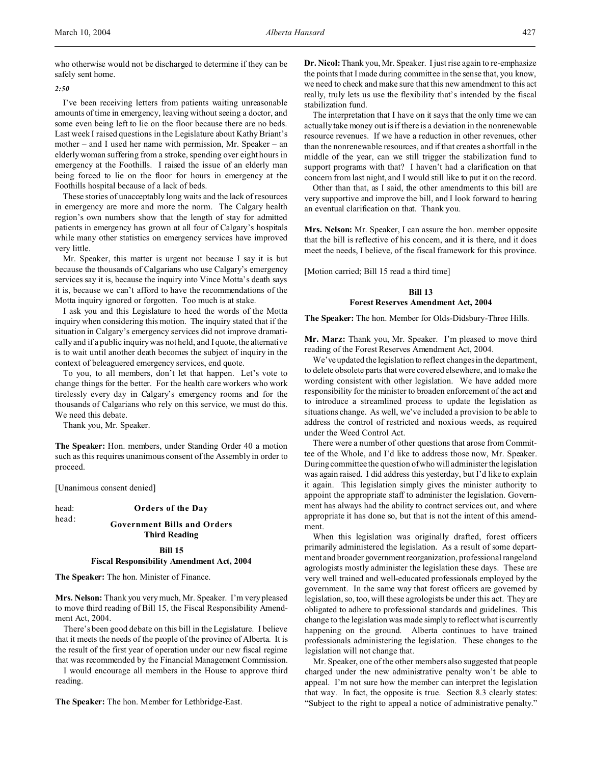who otherwise would not be discharged to determine if they can be safely sent home.

*2:50*

I've been receiving letters from patients waiting unreasonable amounts of time in emergency, leaving without seeing a doctor, and some even being left to lie on the floor because there are no beds. Last week I raised questions in the Legislature about Kathy Briant's mother – and I used her name with permission, Mr. Speaker – an elderly woman suffering from a stroke, spending over eight hours in emergency at the Foothills. I raised the issue of an elderly man being forced to lie on the floor for hours in emergency at the Foothills hospital because of a lack of beds.

These stories of unacceptably long waits and the lack of resources in emergency are more and more the norm. The Calgary health region's own numbers show that the length of stay for admitted patients in emergency has grown at all four of Calgary's hospitals while many other statistics on emergency services have improved very little.

Mr. Speaker, this matter is urgent not because I say it is but because the thousands of Calgarians who use Calgary's emergency services say it is, because the inquiry into Vince Motta's death says it is, because we can't afford to have the recommendations of the Motta inquiry ignored or forgotten. Too much is at stake.

I ask you and this Legislature to heed the words of the Motta inquiry when considering this motion. The inquiry stated that if the situation in Calgary's emergency services did not improve dramatically and if a public inquiry was not held, and I quote, the alternative is to wait until another death becomes the subject of inquiry in the context of beleaguered emergency services, end quote.

To you, to all members, don't let that happen. Let's vote to change things for the better. For the health care workers who work tirelessly every day in Calgary's emergency rooms and for the thousands of Calgarians who rely on this service, we must do this. We need this debate.

Thank you, Mr. Speaker.

**The Speaker:** Hon. members, under Standing Order 40 a motion such as this requires unanimous consent of the Assembly in order to proceed.

[Unanimous consent denied]

head: **Orders of the Day**

head: **Government Bills and Orders**
**Third Reading**

**Bill 15**
**Fiscal Responsibility Amendment Act, 2004**

**The Speaker:** The hon. Minister of Finance.

**Mrs. Nelson:** Thank you very much, Mr. Speaker. I'm very pleased to move third reading of Bill 15, the Fiscal Responsibility Amendment Act, 2004.

There's been good debate on this bill in the Legislature. I believe that it meets the needs of the people of the province of Alberta. It is the result of the first year of operation under our new fiscal regime that was recommended by the Financial Management Commission.

I would encourage all members in the House to approve third reading.

**The Speaker:** The hon. Member for Lethbridge-East.

**Dr. Nicol:** Thank you, Mr. Speaker. I just rise again to re-emphasize the points that I made during committee in the sense that, you know, we need to check and make sure that this new amendment to this act really, truly lets us use the flexibility that's intended by the fiscal stabilization fund.

The interpretation that I have on it says that the only time we can actually take money out is if there is a deviation in the nonrenewable resource revenues. If we have a reduction in other revenues, other than the nonrenewable resources, and if that creates a shortfall in the middle of the year, can we still trigger the stabilization fund to support programs with that? I haven't had a clarification on that concern from last night, and I would still like to put it on the record.

Other than that, as I said, the other amendments to this bill are very supportive and improve the bill, and I look forward to hearing an eventual clarification on that. Thank you.

**Mrs. Nelson:** Mr. Speaker, I can assure the hon. member opposite that the bill is reflective of his concern, and it is there, and it does meet the needs, I believe, of the fiscal framework for this province.

[Motion carried; Bill 15 read a third time]

**Bill 13**
**Forest Reserves Amendment Act, 2004**

**The Speaker:** The hon. Member for Olds-Didsbury-Three Hills.

**Mr. Marz:** Thank you, Mr. Speaker. I'm pleased to move third reading of the Forest Reserves Amendment Act, 2004.

We've updated the legislation to reflect changes in the department, to delete obsolete parts that were covered elsewhere, and to make the wording consistent with other legislation. We have added more responsibility for the minister to broaden enforcement of the act and to introduce a streamlined process to update the legislation as situations change. As well, we've included a provision to be able to address the control of restricted and noxious weeds, as required under the Weed Control Act.

There were a number of other questions that arose from Committee of the Whole, and I'd like to address those now, Mr. Speaker. During committee the question of who will administer the legislation was again raised. I did address this yesterday, but I'd like to explain it again. This legislation simply gives the minister authority to appoint the appropriate staff to administer the legislation. Government has always had the ability to contract services out, and where appropriate it has done so, but that is not the intent of this amendment.

When this legislation was originally drafted, forest officers primarily administered the legislation. As a result of some department and broader government reorganization, professional rangeland agrologists mostly administer the legislation these days. These are very well trained and well-educated professionals employed by the government. In the same way that forest officers are governed by legislation, so, too, will these agrologists be under this act. They are obligated to adhere to professional standards and guidelines. This change to the legislation was made simply to reflect what is currently happening on the ground. Alberta continues to have trained professionals administering the legislation. These changes to the legislation will not change that.

Mr. Speaker, one of the other members also suggested that people charged under the new administrative penalty won't be able to appeal. I'm not sure how the member can interpret the legislation that way. In fact, the opposite is true. Section 8.3 clearly states: "Subject to the right to appeal a notice of administrative penalty."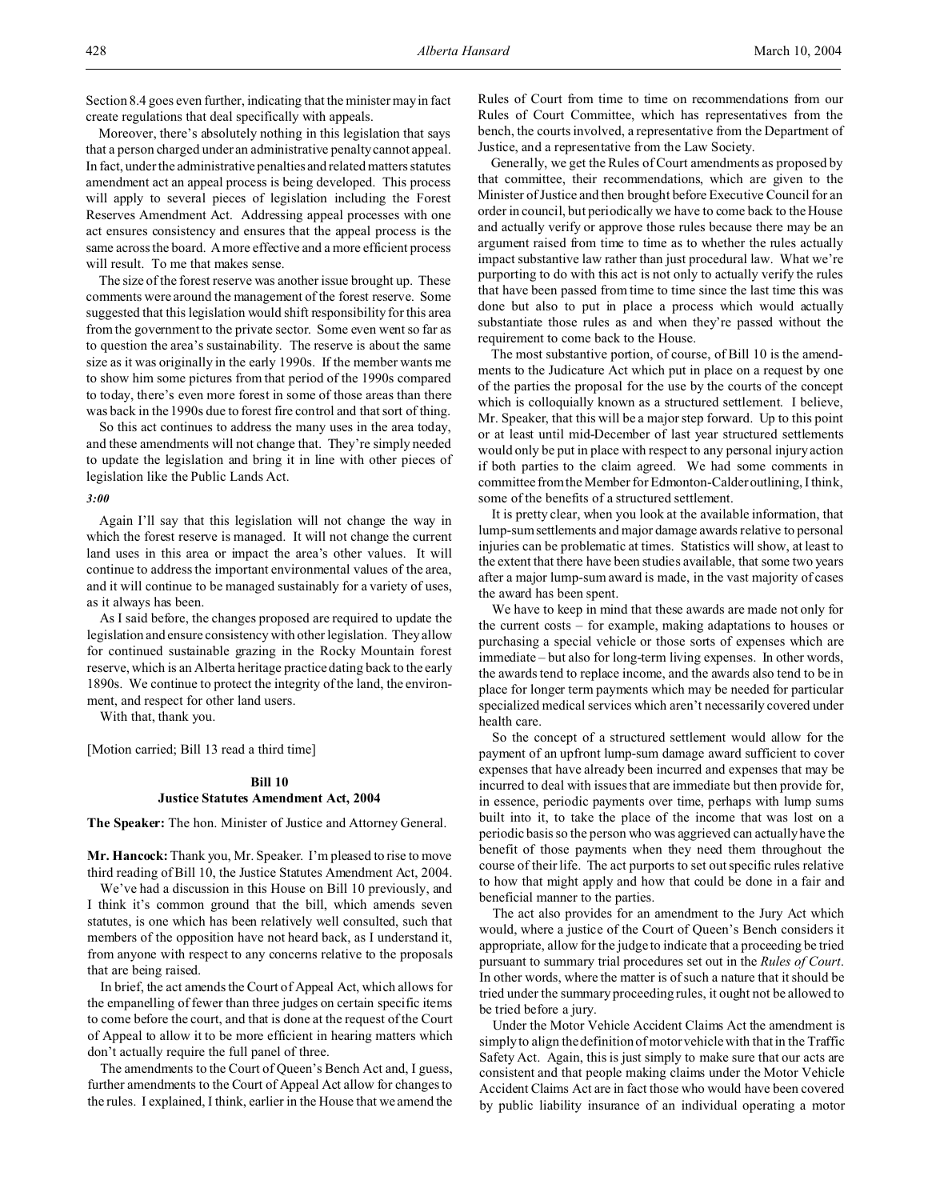Section 8.4 goes even further, indicating that the minister may in fact create regulations that deal specifically with appeals.

Moreover, there's absolutely nothing in this legislation that says that a person charged under an administrative penalty cannot appeal. In fact, under the administrative penalties and related matters statutes amendment act an appeal process is being developed. This process will apply to several pieces of legislation including the Forest Reserves Amendment Act. Addressing appeal processes with one act ensures consistency and ensures that the appeal process is the same across the board. A more effective and a more efficient process will result. To me that makes sense.

The size of the forest reserve was another issue brought up. These comments were around the management of the forest reserve. Some suggested that this legislation would shift responsibility for this area from the government to the private sector. Some even went so far as to question the area's sustainability. The reserve is about the same size as it was originally in the early 1990s. If the member wants me to show him some pictures from that period of the 1990s compared to today, there's even more forest in some of those areas than there was back in the 1990s due to forest fire control and that sort of thing.

So this act continues to address the many uses in the area today, and these amendments will not change that. They're simply needed to update the legislation and bring it in line with other pieces of legislation like the Public Lands Act.

*3:00*

Again I'll say that this legislation will not change the way in which the forest reserve is managed. It will not change the current land uses in this area or impact the area's other values. It will continue to address the important environmental values of the area, and it will continue to be managed sustainably for a variety of uses, as it always has been.

As I said before, the changes proposed are required to update the legislation and ensure consistency with other legislation. They allow for continued sustainable grazing in the Rocky Mountain forest reserve, which is an Alberta heritage practice dating back to the early 1890s. We continue to protect the integrity of the land, the environment, and respect for other land users.

With that, thank you.

[Motion carried; Bill 13 read a third time]

### Bill 10
### Justice Statutes Amendment Act, 2004

**The Speaker:** The hon. Minister of Justice and Attorney General.

**Mr. Hancock:** Thank you, Mr. Speaker. I'm pleased to rise to move third reading of Bill 10, the Justice Statutes Amendment Act, 2004.

We've had a discussion in this House on Bill 10 previously, and I think it's common ground that the bill, which amends seven statutes, is one which has been relatively well consulted, such that members of the opposition have not heard back, as I understand it, from anyone with respect to any concerns relative to the proposals that are being raised.

In brief, the act amends the Court of Appeal Act, which allows for the empanelling of fewer than three judges on certain specific items to come before the court, and that is done at the request of the Court of Appeal to allow it to be more efficient in hearing matters which don't actually require the full panel of three.

The amendments to the Court of Queen's Bench Act and, I guess, further amendments to the Court of Appeal Act allow for changes to the rules. I explained, I think, earlier in the House that we amend the Rules of Court from time to time on recommendations from our Rules of Court Committee, which has representatives from the bench, the courts involved, a representative from the Department of Justice, and a representative from the Law Society.

Generally, we get the Rules of Court amendments as proposed by that committee, their recommendations, which are given to the Minister of Justice and then brought before Executive Council for an order in council, but periodically we have to come back to the House and actually verify or approve those rules because there may be an argument raised from time to time as to whether the rules actually impact substantive law rather than just procedural law. What we're purporting to do with this act is not only to actually verify the rules that have been passed from time to time since the last time this was done but also to put in place a process which would actually substantiate those rules as and when they're passed without the requirement to come back to the House.

The most substantive portion, of course, of Bill 10 is the amendments to the Judicature Act which put in place on a request by one of the parties the proposal for the use by the courts of the concept which is colloquially known as a structured settlement. I believe, Mr. Speaker, that this will be a major step forward. Up to this point or at least until mid-December of last year structured settlements would only be put in place with respect to any personal injury action if both parties to the claim agreed. We had some comments in committee from the Member for Edmonton-Calder outlining, I think, some of the benefits of a structured settlement.

It is pretty clear, when you look at the available information, that lump-sum settlements and major damage awards relative to personal injuries can be problematic at times. Statistics will show, at least to the extent that there have been studies available, that some two years after a major lump-sum award is made, in the vast majority of cases the award has been spent.

We have to keep in mind that these awards are made not only for the current costs – for example, making adaptations to houses or purchasing a special vehicle or those sorts of expenses which are immediate – but also for long-term living expenses. In other words, the awards tend to replace income, and the awards also tend to be in place for longer term payments which may be needed for particular specialized medical services which aren't necessarily covered under health care.

So the concept of a structured settlement would allow for the payment of an upfront lump-sum damage award sufficient to cover expenses that have already been incurred and expenses that may be incurred to deal with issues that are immediate but then provide for, in essence, periodic payments over time, perhaps with lump sums built into it, to take the place of the income that was lost on a periodic basis so the person who was aggrieved can actually have the benefit of those payments when they need them throughout the course of their life. The act purports to set out specific rules relative to how that might apply and how that could be done in a fair and beneficial manner to the parties.

The act also provides for an amendment to the Jury Act which would, where a justice of the Court of Queen's Bench considers it appropriate, allow for the judge to indicate that a proceeding be tried pursuant to summary trial procedures set out in the *Rules of Court*. In other words, where the matter is of such a nature that it should be tried under the summary proceeding rules, it ought not be allowed to be tried before a jury.

Under the Motor Vehicle Accident Claims Act the amendment is simply to align the definition of motor vehicle with that in the Traffic Safety Act. Again, this is just simply to make sure that our acts are consistent and that people making claims under the Motor Vehicle Accident Claims Act are in fact those who would have been covered by public liability insurance of an individual operating a motor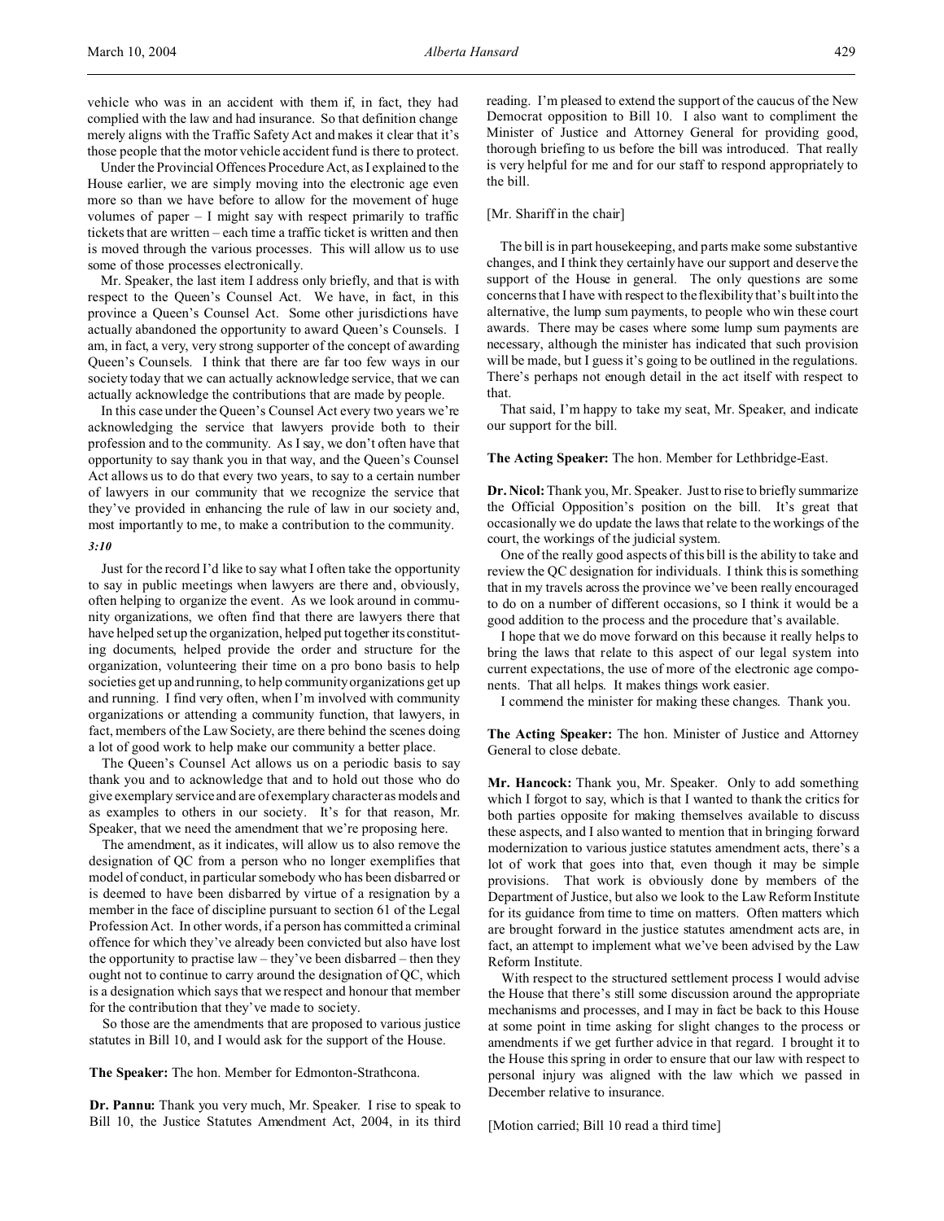vehicle who was in an accident with them if, in fact, they had complied with the law and had insurance. So that definition change merely aligns with the Traffic Safety Act and makes it clear that it's those people that the motor vehicle accident fund is there to protect.

Under the Provincial Offences Procedure Act, as I explained to the House earlier, we are simply moving into the electronic age even more so than we have before to allow for the movement of huge volumes of paper – I might say with respect primarily to traffic tickets that are written – each time a traffic ticket is written and then is moved through the various processes. This will allow us to use some of those processes electronically.

Mr. Speaker, the last item I address only briefly, and that is with respect to the Queen's Counsel Act. We have, in fact, in this province a Queen's Counsel Act. Some other jurisdictions have actually abandoned the opportunity to award Queen's Counsels. I am, in fact, a very, very strong supporter of the concept of awarding Queen's Counsels. I think that there are far too few ways in our society today that we can actually acknowledge service, that we can actually acknowledge the contributions that are made by people.

In this case under the Queen's Counsel Act every two years we're acknowledging the service that lawyers provide both to their profession and to the community. As I say, we don't often have that opportunity to say thank you in that way, and the Queen's Counsel Act allows us to do that every two years, to say to a certain number of lawyers in our community that we recognize the service that they've provided in enhancing the rule of law in our society and, most importantly to me, to make a contribution to the community.

*3:10*

Just for the record I'd like to say what I often take the opportunity to say in public meetings when lawyers are there and, obviously, often helping to organize the event. As we look around in community organizations, we often find that there are lawyers there that have helped set up the organization, helped put together its constituting documents, helped provide the order and structure for the organization, volunteering their time on a pro bono basis to help societies get up and running, to help community organizations get up and running. I find very often, when I'm involved with community organizations or attending a community function, that lawyers, in fact, members of the Law Society, are there behind the scenes doing a lot of good work to help make our community a better place.

The Queen's Counsel Act allows us on a periodic basis to say thank you and to acknowledge that and to hold out those who do give exemplary service and are of exemplary character as models and as examples to others in our society. It's for that reason, Mr. Speaker, that we need the amendment that we're proposing here.

The amendment, as it indicates, will allow us to also remove the designation of QC from a person who no longer exemplifies that model of conduct, in particular somebody who has been disbarred or is deemed to have been disbarred by virtue of a resignation by a member in the face of discipline pursuant to section 61 of the Legal Profession Act. In other words, if a person has committed a criminal offence for which they've already been convicted but also have lost the opportunity to practise law – they've been disbarred – then they ought not to continue to carry around the designation of QC, which is a designation which says that we respect and honour that member for the contribution that they've made to society.

So those are the amendments that are proposed to various justice statutes in Bill 10, and I would ask for the support of the House.

**The Speaker:** The hon. Member for Edmonton-Strathcona.

**Dr. Pannu:** Thank you very much, Mr. Speaker. I rise to speak to Bill 10, the Justice Statutes Amendment Act, 2004, in its third reading. I'm pleased to extend the support of the caucus of the New Democrat opposition to Bill 10. I also want to compliment the Minister of Justice and Attorney General for providing good, thorough briefing to us before the bill was introduced. That really is very helpful for me and for our staff to respond appropriately to the bill.

[Mr. Shariff in the chair]

The bill is in part housekeeping, and parts make some substantive changes, and I think they certainly have our support and deserve the support of the House in general. The only questions are some concerns that I have with respect to the flexibility that's built into the alternative, the lump sum payments, to people who win these court awards. There may be cases where some lump sum payments are necessary, although the minister has indicated that such provision will be made, but I guess it's going to be outlined in the regulations. There's perhaps not enough detail in the act itself with respect to that.

That said, I'm happy to take my seat, Mr. Speaker, and indicate our support for the bill.

**The Acting Speaker:** The hon. Member for Lethbridge-East.

**Dr. Nicol:** Thank you, Mr. Speaker. Just to rise to briefly summarize the Official Opposition's position on the bill. It's great that occasionally we do update the laws that relate to the workings of the court, the workings of the judicial system.

One of the really good aspects of this bill is the ability to take and review the QC designation for individuals. I think this is something that in my travels across the province we've been really encouraged to do on a number of different occasions, so I think it would be a good addition to the process and the procedure that's available.

I hope that we do move forward on this because it really helps to bring the laws that relate to this aspect of our legal system into current expectations, the use of more of the electronic age components. That all helps. It makes things work easier.

I commend the minister for making these changes. Thank you.

**The Acting Speaker:** The hon. Minister of Justice and Attorney General to close debate.

**Mr. Hancock:** Thank you, Mr. Speaker. Only to add something which I forgot to say, which is that I wanted to thank the critics for both parties opposite for making themselves available to discuss these aspects, and I also wanted to mention that in bringing forward modernization to various justice statutes amendment acts, there's a lot of work that goes into that, even though it may be simple provisions. That work is obviously done by members of the Department of Justice, but also we look to the Law Reform Institute for its guidance from time to time on matters. Often matters which are brought forward in the justice statutes amendment acts are, in fact, an attempt to implement what we've been advised by the Law Reform Institute.

With respect to the structured settlement process I would advise the House that there's still some discussion around the appropriate mechanisms and processes, and I may in fact be back to this House at some point in time asking for slight changes to the process or amendments if we get further advice in that regard. I brought it to the House this spring in order to ensure that our law with respect to personal injury was aligned with the law which we passed in December relative to insurance.

[Motion carried; Bill 10 read a third time]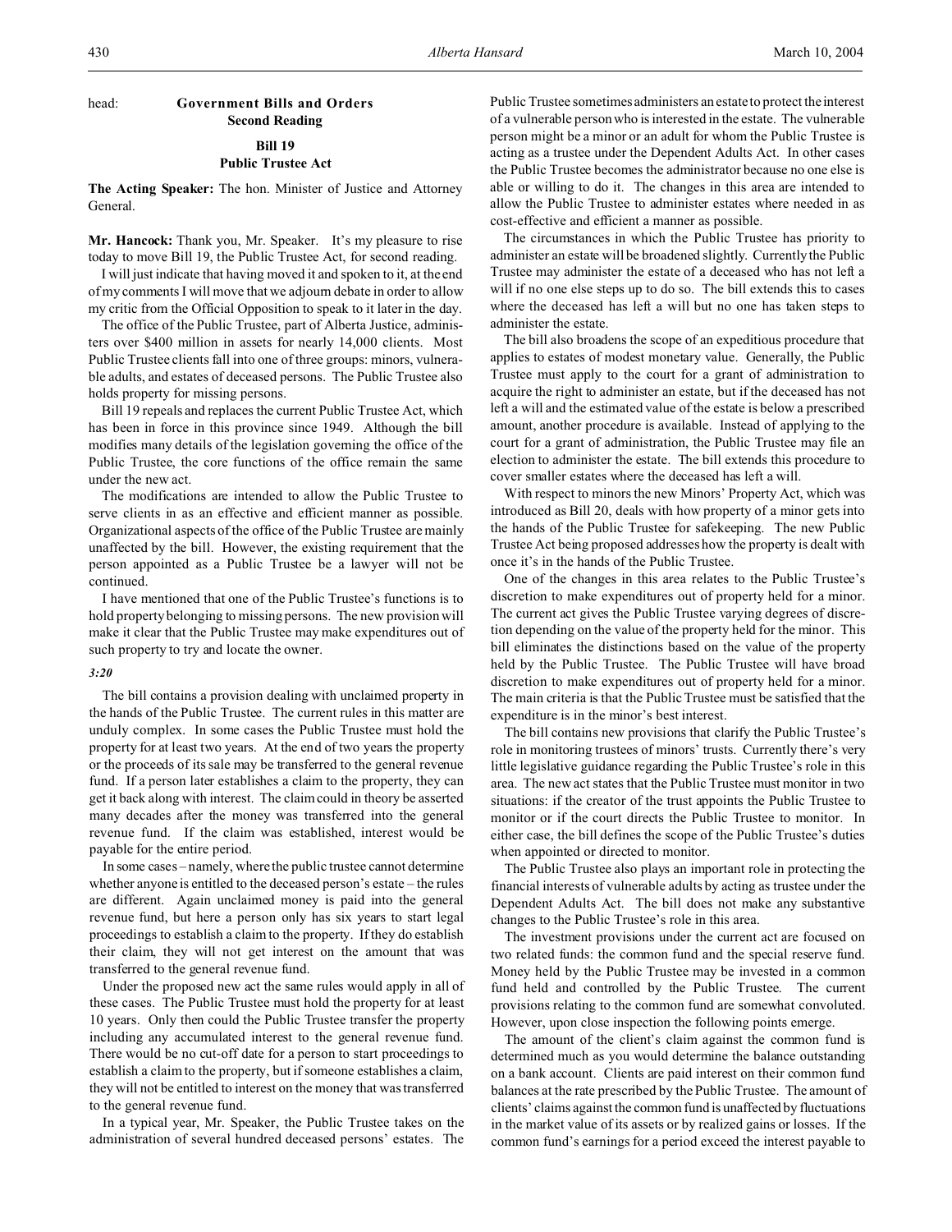head: **Government Bills and Orders**
**Second Reading**

**Bill 19**
**Public Trustee Act**

**The Acting Speaker:** The hon. Minister of Justice and Attorney General.

**Mr. Hancock:** Thank you, Mr. Speaker. It's my pleasure to rise today to move Bill 19, the Public Trustee Act, for second reading.

I will just indicate that having moved it and spoken to it, at the end of my comments I will move that we adjourn debate in order to allow my critic from the Official Opposition to speak to it later in the day.

The office of the Public Trustee, part of Alberta Justice, administers over $400 million in assets for nearly 14,000 clients. Most Public Trustee clients fall into one of three groups: minors, vulnerable adults, and estates of deceased persons. The Public Trustee also holds property for missing persons.

Bill 19 repeals and replaces the current Public Trustee Act, which has been in force in this province since 1949. Although the bill modifies many details of the legislation governing the office of the Public Trustee, the core functions of the office remain the same under the new act.

The modifications are intended to allow the Public Trustee to serve clients in as an effective and efficient manner as possible. Organizational aspects of the office of the Public Trustee are mainly unaffected by the bill. However, the existing requirement that the person appointed as a Public Trustee be a lawyer will not be continued.

I have mentioned that one of the Public Trustee's functions is to hold property belonging to missing persons. The new provision will make it clear that the Public Trustee may make expenditures out of such property to try and locate the owner.

*3:20*

The bill contains a provision dealing with unclaimed property in the hands of the Public Trustee. The current rules in this matter are unduly complex. In some cases the Public Trustee must hold the property for at least two years. At the end of two years the property or the proceeds of its sale may be transferred to the general revenue fund. If a person later establishes a claim to the property, they can get it back along with interest. The claim could in theory be asserted many decades after the money was transferred into the general revenue fund. If the claim was established, interest would be payable for the entire period.

In some cases – namely, where the public trustee cannot determine whether anyone is entitled to the deceased person's estate – the rules are different. Again unclaimed money is paid into the general revenue fund, but here a person only has six years to start legal proceedings to establish a claim to the property. If they do establish their claim, they will not get interest on the amount that was transferred to the general revenue fund.

Under the proposed new act the same rules would apply in all of these cases. The Public Trustee must hold the property for at least 10 years. Only then could the Public Trustee transfer the property including any accumulated interest to the general revenue fund. There would be no cut-off date for a person to start proceedings to establish a claim to the property, but if someone establishes a claim, they will not be entitled to interest on the money that was transferred to the general revenue fund.

In a typical year, Mr. Speaker, the Public Trustee takes on the administration of several hundred deceased persons' estates. The Public Trustee sometimes administers an estate to protect the interest of a vulnerable person who is interested in the estate. The vulnerable person might be a minor or an adult for whom the Public Trustee is acting as a trustee under the Dependent Adults Act. In other cases the Public Trustee becomes the administrator because no one else is able or willing to do it. The changes in this area are intended to allow the Public Trustee to administer estates where needed in as cost-effective and efficient a manner as possible.

The circumstances in which the Public Trustee has priority to administer an estate will be broadened slightly. Currently the Public Trustee may administer the estate of a deceased who has not left a will if no one else steps up to do so. The bill extends this to cases where the deceased has left a will but no one has taken steps to administer the estate.

The bill also broadens the scope of an expeditious procedure that applies to estates of modest monetary value. Generally, the Public Trustee must apply to the court for a grant of administration to acquire the right to administer an estate, but if the deceased has not left a will and the estimated value of the estate is below a prescribed amount, another procedure is available. Instead of applying to the court for a grant of administration, the Public Trustee may file an election to administer the estate. The bill extends this procedure to cover smaller estates where the deceased has left a will.

With respect to minors the new Minors' Property Act, which was introduced as Bill 20, deals with how property of a minor gets into the hands of the Public Trustee for safekeeping. The new Public Trustee Act being proposed addresses how the property is dealt with once it's in the hands of the Public Trustee.

One of the changes in this area relates to the Public Trustee's discretion to make expenditures out of property held for a minor. The current act gives the Public Trustee varying degrees of discretion depending on the value of the property held for the minor. This bill eliminates the distinctions based on the value of the property held by the Public Trustee. The Public Trustee will have broad discretion to make expenditures out of property held for a minor. The main criteria is that the Public Trustee must be satisfied that the expenditure is in the minor's best interest.

The bill contains new provisions that clarify the Public Trustee's role in monitoring trustees of minors' trusts. Currently there's very little legislative guidance regarding the Public Trustee's role in this area. The new act states that the Public Trustee must monitor in two situations: if the creator of the trust appoints the Public Trustee to monitor or if the court directs the Public Trustee to monitor. In either case, the bill defines the scope of the Public Trustee's duties when appointed or directed to monitor.

The Public Trustee also plays an important role in protecting the financial interests of vulnerable adults by acting as trustee under the Dependent Adults Act. The bill does not make any substantive changes to the Public Trustee's role in this area.

The investment provisions under the current act are focused on two related funds: the common fund and the special reserve fund. Money held by the Public Trustee may be invested in a common fund held and controlled by the Public Trustee. The current provisions relating to the common fund are somewhat convoluted. However, upon close inspection the following points emerge.

The amount of the client's claim against the common fund is determined much as you would determine the balance outstanding on a bank account. Clients are paid interest on their common fund balances at the rate prescribed by the Public Trustee. The amount of clients' claims against the common fund is unaffected by fluctuations in the market value of its assets or by realized gains or losses. If the common fund's earnings for a period exceed the interest payable to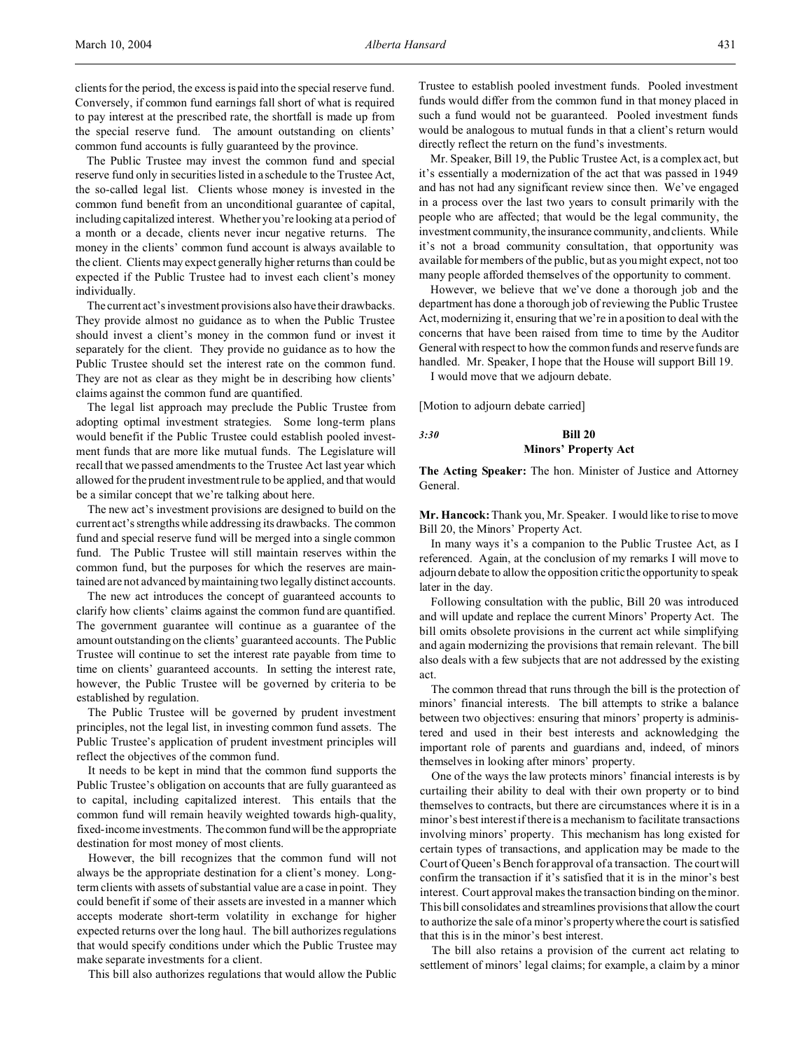clients for the period, the excess is paid into the special reserve fund. Conversely, if common fund earnings fall short of what is required to pay interest at the prescribed rate, the shortfall is made up from the special reserve fund. The amount outstanding on clients' common fund accounts is fully guaranteed by the province.

The Public Trustee may invest the common fund and special reserve fund only in securities listed in a schedule to the Trustee Act, the so-called legal list. Clients whose money is invested in the common fund benefit from an unconditional guarantee of capital, including capitalized interest. Whether you're looking at a period of a month or a decade, clients never incur negative returns. The money in the clients' common fund account is always available to the client. Clients may expect generally higher returns than could be expected if the Public Trustee had to invest each client's money individually.

The current act's investment provisions also have their drawbacks. They provide almost no guidance as to when the Public Trustee should invest a client's money in the common fund or invest it separately for the client. They provide no guidance as to how the Public Trustee should set the interest rate on the common fund. They are not as clear as they might be in describing how clients' claims against the common fund are quantified.

The legal list approach may preclude the Public Trustee from adopting optimal investment strategies. Some long-term plans would benefit if the Public Trustee could establish pooled investment funds that are more like mutual funds. The Legislature will recall that we passed amendments to the Trustee Act last year which allowed for the prudent investment rule to be applied, and that would be a similar concept that we're talking about here.

The new act's investment provisions are designed to build on the current act's strengths while addressing its drawbacks. The common fund and special reserve fund will be merged into a single common fund. The Public Trustee will still maintain reserves within the common fund, but the purposes for which the reserves are maintained are not advanced by maintaining two legally distinct accounts.

The new act introduces the concept of guaranteed accounts to clarify how clients' claims against the common fund are quantified. The government guarantee will continue as a guarantee of the amount outstanding on the clients' guaranteed accounts. The Public Trustee will continue to set the interest rate payable from time to time on clients' guaranteed accounts. In setting the interest rate, however, the Public Trustee will be governed by criteria to be established by regulation.

The Public Trustee will be governed by prudent investment principles, not the legal list, in investing common fund assets. The Public Trustee's application of prudent investment principles will reflect the objectives of the common fund.

It needs to be kept in mind that the common fund supports the Public Trustee's obligation on accounts that are fully guaranteed as to capital, including capitalized interest. This entails that the common fund will remain heavily weighted towards high-quality, fixed-income investments. The common fund will be the appropriate destination for most money of most clients.

However, the bill recognizes that the common fund will not always be the appropriate destination for a client's money. Long-term clients with assets of substantial value are a case in point. They could benefit if some of their assets are invested in a manner which accepts moderate short-term volatility in exchange for higher expected returns over the long haul. The bill authorizes regulations that would specify conditions under which the Public Trustee may make separate investments for a client.

This bill also authorizes regulations that would allow the Public Trustee to establish pooled investment funds. Pooled investment funds would differ from the common fund in that money placed in such a fund would not be guaranteed. Pooled investment funds would be analogous to mutual funds in that a client's return would directly reflect the return on the fund's investments.

Mr. Speaker, Bill 19, the Public Trustee Act, is a complex act, but it's essentially a modernization of the act that was passed in 1949 and has not had any significant review since then. We've engaged in a process over the last two years to consult primarily with the people who are affected; that would be the legal community, the investment community, the insurance community, and clients. While it's not a broad community consultation, that opportunity was available for members of the public, but as you might expect, not too many people afforded themselves of the opportunity to comment.

However, we believe that we've done a thorough job and the department has done a thorough job of reviewing the Public Trustee Act, modernizing it, ensuring that we're in a position to deal with the concerns that have been raised from time to time by the Auditor General with respect to how the common funds and reserve funds are handled. Mr. Speaker, I hope that the House will support Bill 19.

I would move that we adjourn debate.

[Motion to adjourn debate carried]

*3:30*

## Bill 20
## Minors' Property Act

**The Acting Speaker:** The hon. Minister of Justice and Attorney General.

**Mr. Hancock:** Thank you, Mr. Speaker. I would like to rise to move Bill 20, the Minors' Property Act.

In many ways it's a companion to the Public Trustee Act, as I referenced. Again, at the conclusion of my remarks I will move to adjourn debate to allow the opposition critic the opportunity to speak later in the day.

Following consultation with the public, Bill 20 was introduced and will update and replace the current Minors' Property Act. The bill omits obsolete provisions in the current act while simplifying and again modernizing the provisions that remain relevant. The bill also deals with a few subjects that are not addressed by the existing act.

The common thread that runs through the bill is the protection of minors' financial interests. The bill attempts to strike a balance between two objectives: ensuring that minors' property is administered and used in their best interests and acknowledging the important role of parents and guardians and, indeed, of minors themselves in looking after minors' property.

One of the ways the law protects minors' financial interests is by curtailing their ability to deal with their own property or to bind themselves to contracts, but there are circumstances where it is in a minor's best interest if there is a mechanism to facilitate transactions involving minors' property. This mechanism has long existed for certain types of transactions, and application may be made to the Court of Queen's Bench for approval of a transaction. The court will confirm the transaction if it's satisfied that it is in the minor's best interest. Court approval makes the transaction binding on the minor. This bill consolidates and streamlines provisions that allow the court to authorize the sale of a minor's property where the court is satisfied that this is in the minor's best interest.

The bill also retains a provision of the current act relating to settlement of minors' legal claims; for example, a claim by a minor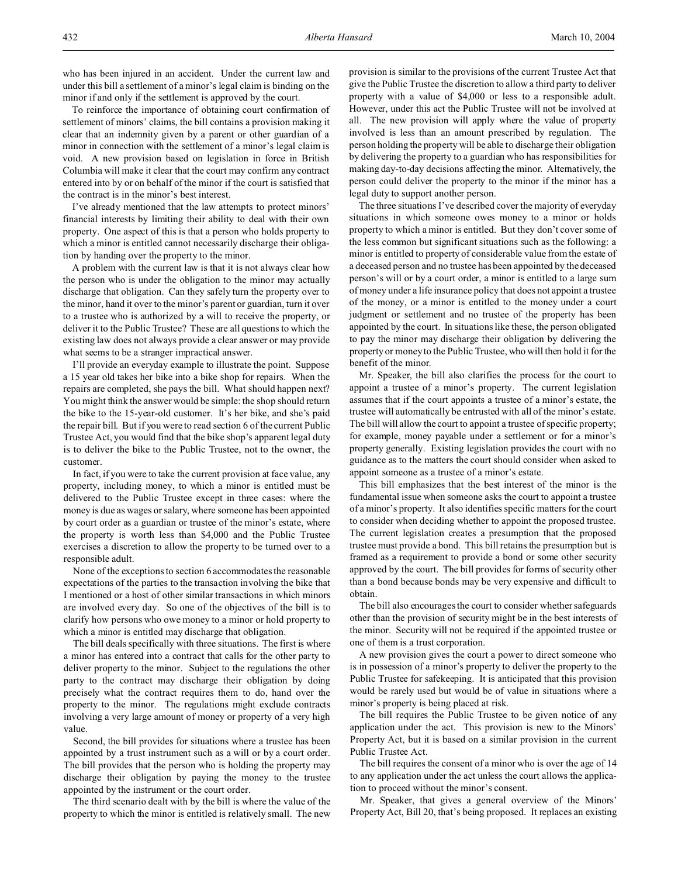who has been injured in an accident. Under the current law and under this bill a settlement of a minor's legal claim is binding on the minor if and only if the settlement is approved by the court.

To reinforce the importance of obtaining court confirmation of settlement of minors' claims, the bill contains a provision making it clear that an indemnity given by a parent or other guardian of a minor in connection with the settlement of a minor's legal claim is void. A new provision based on legislation in force in British Columbia will make it clear that the court may confirm any contract entered into by or on behalf of the minor if the court is satisfied that the contract is in the minor's best interest.

I've already mentioned that the law attempts to protect minors' financial interests by limiting their ability to deal with their own property. One aspect of this is that a person who holds property to which a minor is entitled cannot necessarily discharge their obligation by handing over the property to the minor.

A problem with the current law is that it is not always clear how the person who is under the obligation to the minor may actually discharge that obligation. Can they safely turn the property over to the minor, hand it over to the minor's parent or guardian, turn it over to a trustee who is authorized by a will to receive the property, or deliver it to the Public Trustee? These are all questions to which the existing law does not always provide a clear answer or may provide what seems to be a stranger impractical answer.

I'll provide an everyday example to illustrate the point. Suppose a 15 year old takes her bike into a bike shop for repairs. When the repairs are completed, she pays the bill. What should happen next? You might think the answer would be simple: the shop should return the bike to the 15-year-old customer. It's her bike, and she's paid the repair bill. But if you were to read section 6 of the current Public Trustee Act, you would find that the bike shop's apparent legal duty is to deliver the bike to the Public Trustee, not to the owner, the customer.

In fact, if you were to take the current provision at face value, any property, including money, to which a minor is entitled must be delivered to the Public Trustee except in three cases: where the money is due as wages or salary, where someone has been appointed by court order as a guardian or trustee of the minor's estate, where the property is worth less than $4,000 and the Public Trustee exercises a discretion to allow the property to be turned over to a responsible adult.

None of the exceptions to section 6 accommodates the reasonable expectations of the parties to the transaction involving the bike that I mentioned or a host of other similar transactions in which minors are involved every day. So one of the objectives of the bill is to clarify how persons who owe money to a minor or hold property to which a minor is entitled may discharge that obligation.

The bill deals specifically with three situations. The first is where a minor has entered into a contract that calls for the other party to deliver property to the minor. Subject to the regulations the other party to the contract may discharge their obligation by doing precisely what the contract requires them to do, hand over the property to the minor. The regulations might exclude contracts involving a very large amount of money or property of a very high value.

Second, the bill provides for situations where a trustee has been appointed by a trust instrument such as a will or by a court order. The bill provides that the person who is holding the property may discharge their obligation by paying the money to the trustee appointed by the instrument or the court order.

The third scenario dealt with by the bill is where the value of the property to which the minor is entitled is relatively small. The new provision is similar to the provisions of the current Trustee Act that give the Public Trustee the discretion to allow a third party to deliver property with a value of $4,000 or less to a responsible adult. However, under this act the Public Trustee will not be involved at all. The new provision will apply where the value of property involved is less than an amount prescribed by regulation. The person holding the property will be able to discharge their obligation by delivering the property to a guardian who has responsibilities for making day-to-day decisions affecting the minor. Alternatively, the person could deliver the property to the minor if the minor has a legal duty to support another person.

The three situations I've described cover the majority of everyday situations in which someone owes money to a minor or holds property to which a minor is entitled. But they don't cover some of the less common but significant situations such as the following: a minor is entitled to property of considerable value from the estate of a deceased person and no trustee has been appointed by the deceased person's will or by a court order, a minor is entitled to a large sum of money under a life insurance policy that does not appoint a trustee of the money, or a minor is entitled to the money under a court judgment or settlement and no trustee of the property has been appointed by the court. In situations like these, the person obligated to pay the minor may discharge their obligation by delivering the property or money to the Public Trustee, who will then hold it for the benefit of the minor.

Mr. Speaker, the bill also clarifies the process for the court to appoint a trustee of a minor's property. The current legislation assumes that if the court appoints a trustee of a minor's estate, the trustee will automatically be entrusted with all of the minor's estate. The bill will allow the court to appoint a trustee of specific property; for example, money payable under a settlement or for a minor's property generally. Existing legislation provides the court with no guidance as to the matters the court should consider when asked to appoint someone as a trustee of a minor's estate.

This bill emphasizes that the best interest of the minor is the fundamental issue when someone asks the court to appoint a trustee of a minor's property. It also identifies specific matters for the court to consider when deciding whether to appoint the proposed trustee. The current legislation creates a presumption that the proposed trustee must provide a bond. This bill retains the presumption but is framed as a requirement to provide a bond or some other security approved by the court. The bill provides for forms of security other than a bond because bonds may be very expensive and difficult to obtain.

The bill also encourages the court to consider whether safeguards other than the provision of security might be in the best interests of the minor. Security will not be required if the appointed trustee or one of them is a trust corporation.

A new provision gives the court a power to direct someone who is in possession of a minor's property to deliver the property to the Public Trustee for safekeeping. It is anticipated that this provision would be rarely used but would be of value in situations where a minor's property is being placed at risk.

The bill requires the Public Trustee to be given notice of any application under the act. This provision is new to the Minors' Property Act, but it is based on a similar provision in the current Public Trustee Act.

The bill requires the consent of a minor who is over the age of 14 to any application under the act unless the court allows the application to proceed without the minor's consent.

Mr. Speaker, that gives a general overview of the Minors' Property Act, Bill 20, that's being proposed. It replaces an existing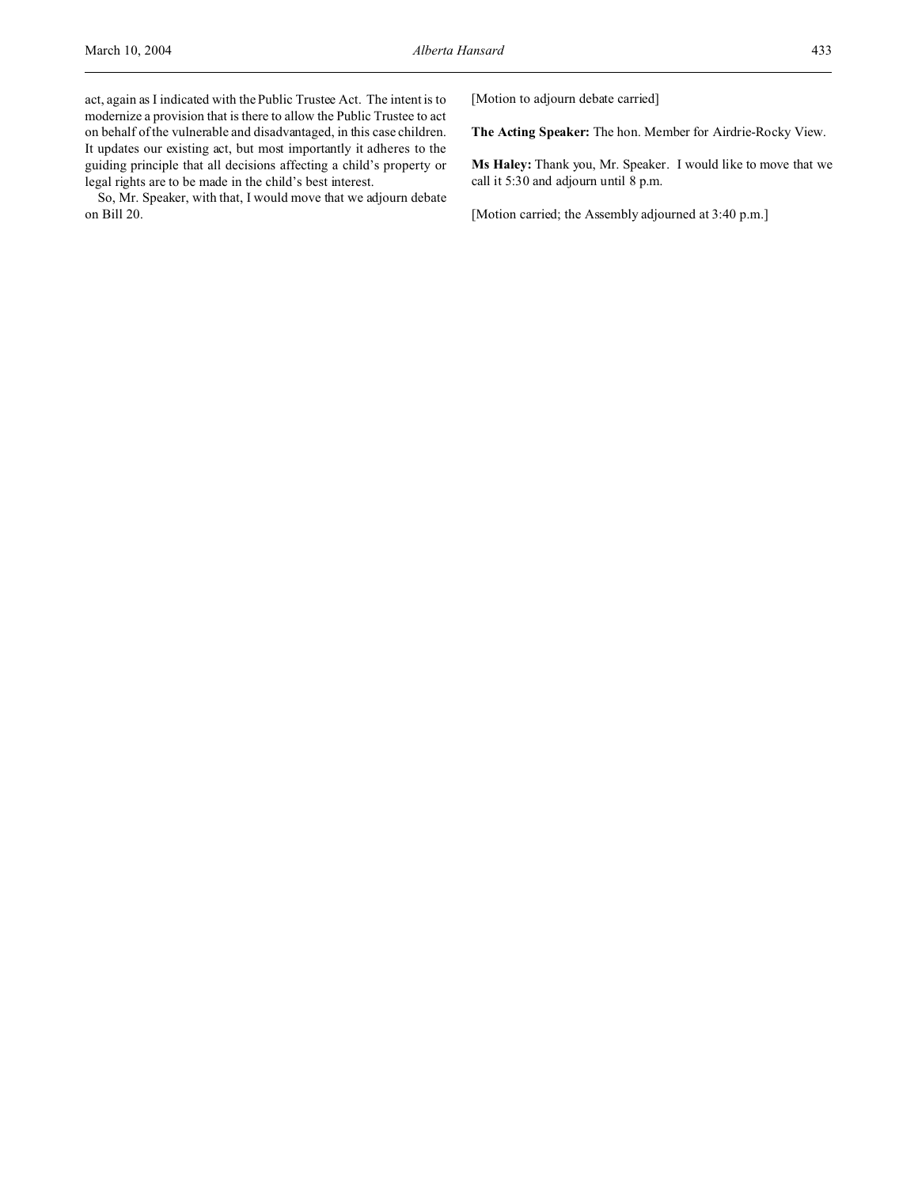act, again as I indicated with the Public Trustee Act. The intent is to modernize a provision that is there to allow the Public Trustee to act on behalf of the vulnerable and disadvantaged, in this case children. It updates our existing act, but most importantly it adheres to the guiding principle that all decisions affecting a child's property or legal rights are to be made in the child's best interest.

So, Mr. Speaker, with that, I would move that we adjourn debate on Bill 20.

[Motion to adjourn debate carried]

**The Acting Speaker:** The hon. Member for Airdrie-Rocky View.

**Ms Haley:** Thank you, Mr. Speaker. I would like to move that we call it 5:30 and adjourn until 8 p.m.

[Motion carried; the Assembly adjourned at 3:40 p.m.]